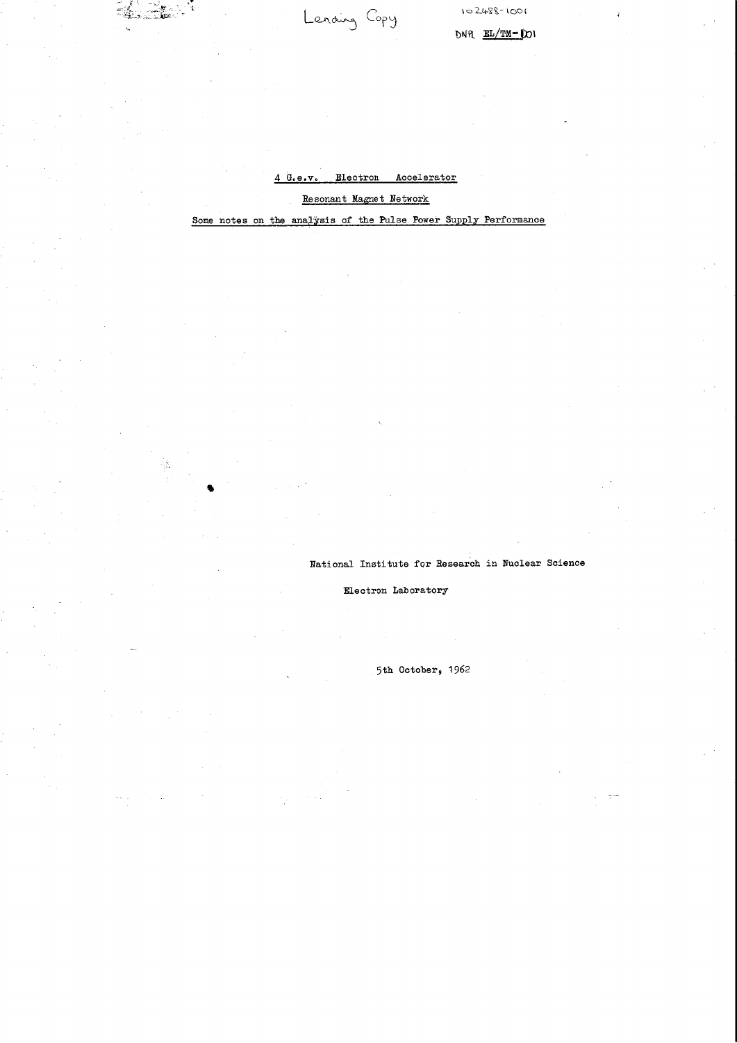Lending Copy

102488-1001

DNPL EL/TM-001

# 4 G.e.v. Electron Accelerator

## Resonant Magnet Network

### Some notes on the analysis of the Pulse Power Supply Performance

National Institute for Research in Nuclear Science

Electron Laboratory

5th October, 1962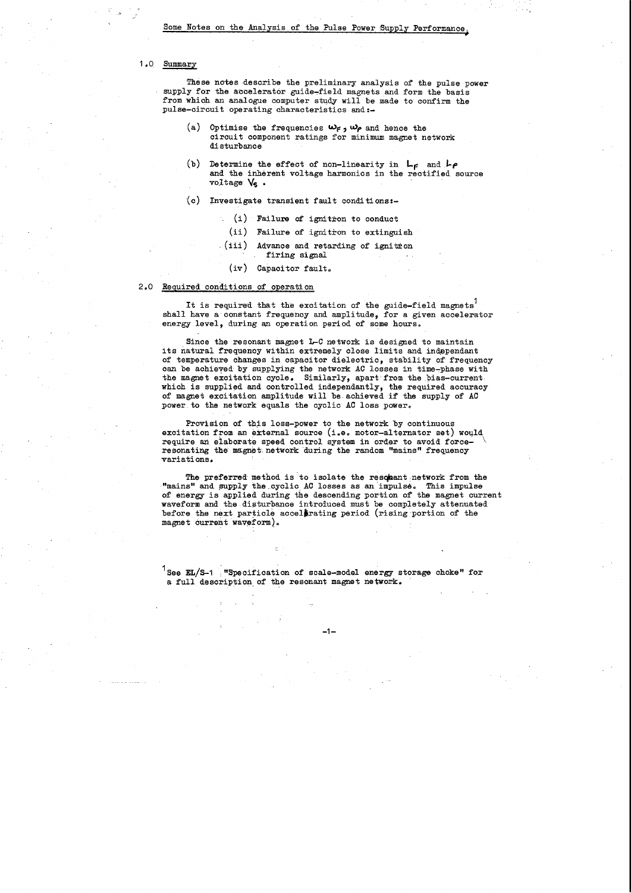Some Notes on the Analysis of the Pulse Power Supply Performance.

## 1.0 Summary

These notes describe the preliminary analysis of the pulse power supply for the accelerator guide-field magnets and form the basis from which an analogue computer study will be made to confirm the pulse-circuit operating characteristics and:-

(a) Optimise the frequencies $\omega_F$, $\omega_P$ and hence the circuit component ratings for minimum magnet network disturbance

(b) Determine the effect of non-linearity in $L_F$ and $L_P$ and the inherent voltage harmonics in the rectified source voltage $V_S$.

(c) Investigate transient fault conditions:-

   (i) Failure of ignitron to conduct

   (ii) Failure of ignitron to extinguish

   (iii) Advance and retarding of ignitron firing signal

   (iv) Capacitor fault.

## 2.0 Required conditions of operation

It is required that the excitation of the guide-field magnets[1] shall have a constant frequency and amplitude, for a given accelerator energy level, during an operation period of some hours.

Since the resonant magnet L-C network is designed to maintain its natural frequency within extremely close limits and independant of temperature changes in capacitor dielectric, stability of frequency can be achieved by supplying the network AC losses in time-phase with the magnet excitation cycle. Similarly, apart from the bias-current which is supplied and controlled independantly, the required accuracy of magnet excitation amplitude will be achieved if the supply of AC power to the network equals the cyclic AC loss power.

Provision of this loss-power to the network by continuous excitation from an external source (i.e. motor-alternator set) would require an elaborate speed control system in order to avoid force-resonating the magnet network during the random "mains" frequency variations.

The preferred method is to isolate the resonant network from the "mains" and supply the cyclic AC losses as an impulse. This impulse of energy is applied during the descending portion of the magnet current waveform and the disturbance introduced must be completely attenuated before the next particle accelerating period (rising portion of the magnet current waveform).

[1] See EL/S-1 "Specification of scale-model energy storage choke" for a full description of the resonant magnet network.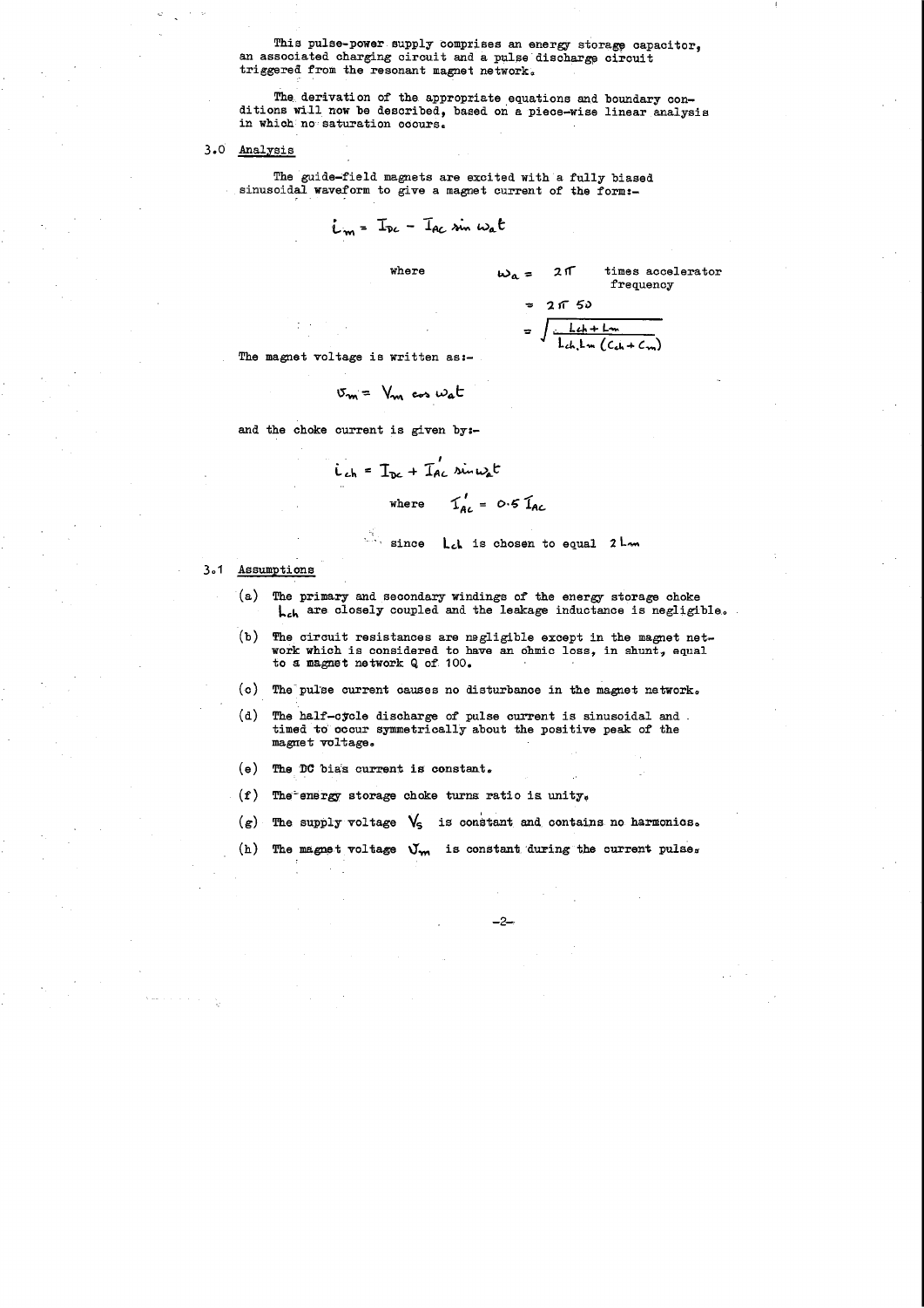This pulse-power supply comprises an energy storage capacitor, an associated charging circuit and a pulse discharge circuit triggered from the resonant magnet network.

The derivation of the appropriate equations and boundary conditions will now be described, based on a piece-wise linear analysis in which no saturation occurs.

## 3.0 Analysis

The guide-field magnets are excited with a fully biased sinusoidal waveform to give a magnet current of the form:-

$$i_m = I_{DC} - I_{AC} \sin \omega_a t$$

where $\omega_a = 2\pi$ times accelerator frequency

$$= 2\pi\, 50$$

$$= \sqrt{\frac{L_{ch} + L_m}{L_{ch} L_m (C_{ch} + C_m)}}$$

The magnet voltage is written as:-

$$v_m = V_m \cos \omega_a t$$

and the choke current is given by:-

$$i_{ch} = I_{DC} + I'_{AC} \sin \omega_a t$$

where $I'_{AC} = 0.5\, I_{AC}$

since $L_{ch}$ is chosen to equal $2 L_m$

## 3.1 Assumptions

(a) The primary and secondary windings of the energy storage choke $L_{ch}$ are closely coupled and the leakage inductance is negligible.

(b) The circuit resistances are negligible except in the magnet network which is considered to have an ohmic loss, in shunt, equal to a magnet network Q of 100.

(c) The pulse current causes no disturbance in the magnet network.

(d) The half-cycle discharge of pulse current is sinusoidal and timed to occur symmetrically about the positive peak of the magnet voltage.

(e) The DC bias current is constant.

(f) The energy storage choke turns ratio is unity.

(g) The supply voltage $V_S$ is constant and contains no harmonics.

(h) The magnet voltage $V_m$ is constant during the current pulse.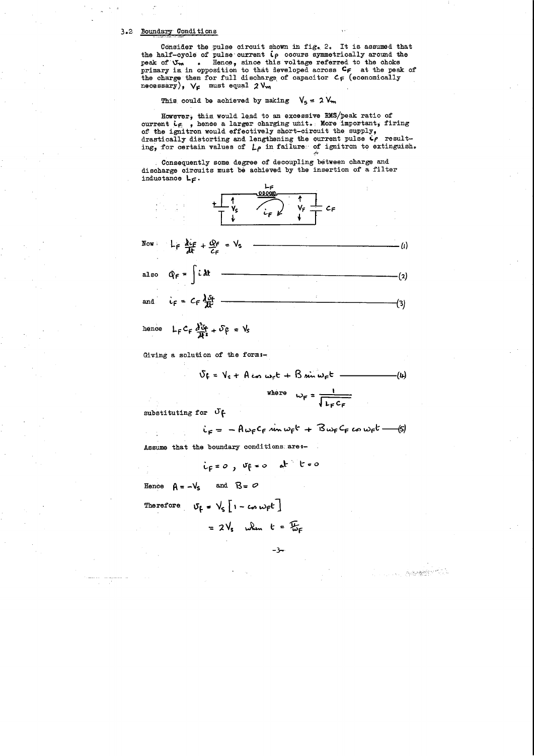## 3.2 Boundary Conditions

Consider the pulse circuit shown in fig. 2. It is assumed that the half-cycle of pulse current $i_P$ occurs symmetrically around the peak of $v_m$ . Hence, since this voltage referred to the choke primary is in opposition to that developed across $C_F$ at the peak of the charge then for full discharge of capacitor $C_F$ (economically necessary), $V_F$ must equal $2 V_m$

This could be achieved by making $V_S = 2 V_m$

However, this would lead to an excessive RMS/peak ratio of current $i_F$ , hence a larger charging unit. More important, firing of the ignitron would effectively short-circuit the supply, drastically distorting and lengthening the current pulse $i_P$ resulting, for certain values of $L_P$ in failure of ignitron to extinguish.

Consequently some degree of decoupling between charge and discharge circuits must be achieved by the insertion of a filter inductance $L_F$.

Now
$$L_F \frac{di_F}{dt} + \frac{Q_F}{C_F} = V_S \qquad (1)$$

also
$$Q_F = \int i \, dt \qquad (2)$$

and
$$i_F = C_F \frac{dv_F}{dt} \qquad (3)$$

hence
$$L_F C_F \frac{d^2 v_F}{dt^2} + v_F = V_S$$

Giving a solution of the form:-

$$v_F = V_S + A \cos \omega_F t + B \sin \omega_F t \qquad (4)$$

where $\omega_F = \dfrac{1}{\sqrt{L_F C_F}}$

substituting for $v_F$

$$i_F = - A \omega_F C_F \sin \omega_F t + B \omega_F C_F \cos \omega_F t \qquad (5)$$

Assume that the boundary conditions are:-

$$i_F = 0 \, , \quad v_F = 0 \quad \text{at} \quad t = 0$$

Hence $A = -V_S$ and $B = 0$

Therefore
$$v_F = V_S \left[ 1 - \cos \omega_F t \right]$$
$$= 2 V_S \quad \text{when} \quad t = \frac{\pi}{\omega_F}$$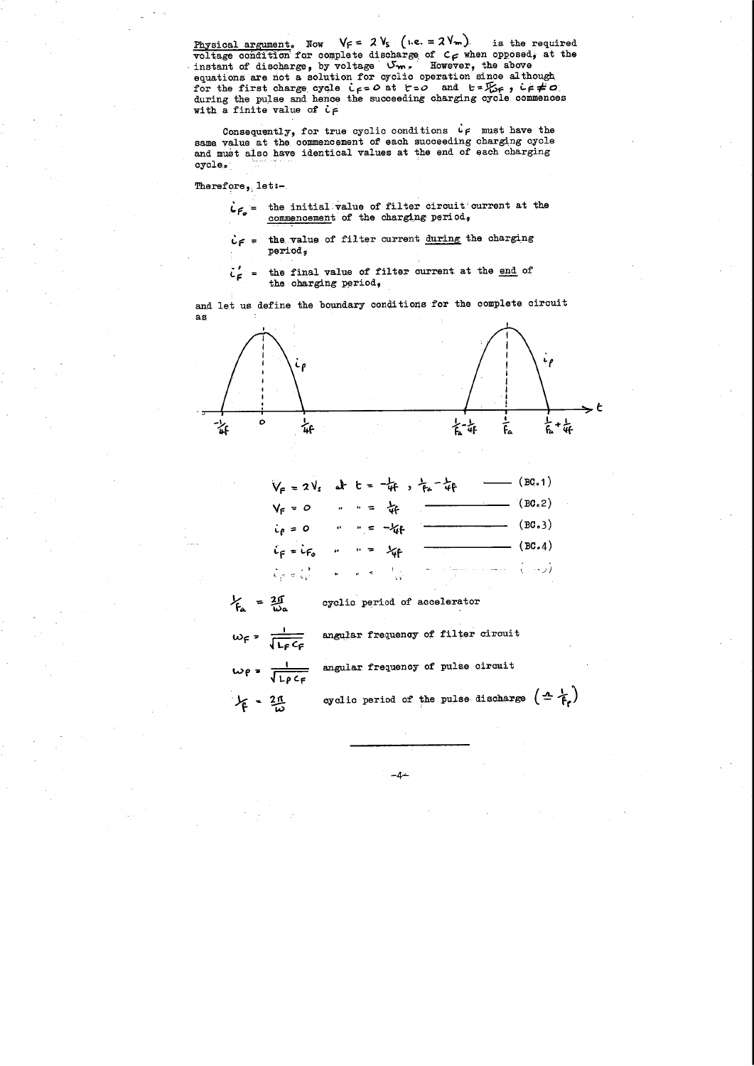**Physical argument.** Now $V_F = 2V_s$ (i.e. $= 2V_m$) is the required voltage condition for complete discharge of $C_F$ when opposed, at the instant of discharge, by voltage $v_m$. However, the above equations are not a solution for cyclic operation since although for the first charge cycle $i_F = 0$ at $t = 0$ and $t = \frac{\pi}{\omega_F}$, $i_F \neq 0$ during the pulse and hence the succeeding charging cycle commences with a finite value of $i_F$

Consequently, for true cyclic conditions $i_F$ must have the same value at the commencement of each succeeding charging cycle and must also have identical values at the end of each charging cycle.

Therefore, let:-

- $i_{F_0}$ = the initial value of filter circuit current at the <u>commencement</u> of the charging period,
- $i_F$ = the value of filter current <u>during</u> the charging period,
- $i_F'$ = the final value of filter current at the <u>end</u> of the charging period,

and let us define the boundary conditions for the complete circuit as

$$V_F = 2V_s \quad \text{at } t = -\tfrac{1}{4f},\ \tfrac{1}{f_a} - \tfrac{1}{4f} \qquad \text{(BC.1)}$$

$$V_F = 0 \quad \text{at } t = \tfrac{1}{4f} \qquad \text{(BC.2)}$$

$$i_P = 0 \quad \text{at } t = -\tfrac{1}{4f} \qquad \text{(BC.3)}$$

$$i_F = i_{F_0} \quad \text{at } t = \tfrac{1}{4f} \qquad \text{(BC.4)}$$

$$i_F = i_F' \quad \text{at } t = \ldots \qquad \text{(BC.5)}$$

$\frac{1}{f_a} = \frac{2\pi}{\omega_a}$ cyclic period of accelerator

$\omega_F = \frac{1}{\sqrt{L_F C_F}}$ angular frequency of filter circuit

$\omega_P = \frac{1}{\sqrt{L_P C_F}}$ angular frequency of pulse circuit

$\frac{1}{f} = \frac{2\pi}{\omega}$ cyclic period of the pulse discharge $\left(\simeq \frac{1}{f_P}\right)$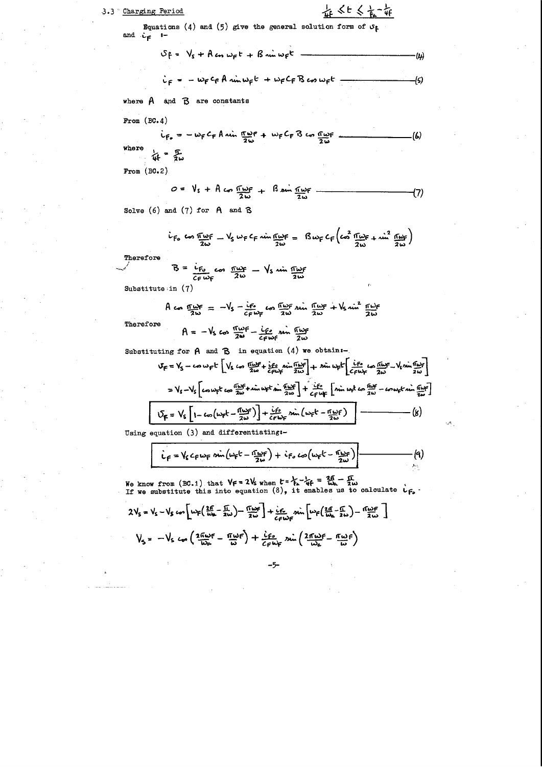## 3.3 Charging Period $\quad \frac{1}{4f} < t \leq \frac{1}{f_a} - \frac{1}{4f}$

Equations (4) and (5) give the general solution form of $v_F$ and $i_F$ :-

$$v_F = V_s + A\cos\omega_F t + B\sin\omega_F t \qquad (4)$$

$$i_F = -\omega_F C_F A\sin\omega_F t + \omega_F C_F B\cos\omega_F t \qquad (5)$$

where $A$ and $B$ are constants

From (BC.4)

$$i_{F_0} = -\omega_F C_F A\sin\frac{\pi\omega_F}{2\omega} + \omega_F C_F B\cos\frac{\pi\omega_F}{2\omega} \qquad (6)$$

where

$$\frac{1}{4f} = \frac{\pi}{2\omega}$$

From (BC.2)

$$0 = V_s + A\cos\frac{\pi\omega_F}{2\omega} + B\sin\frac{\pi\omega_F}{2\omega} \qquad (7)$$

Solve (6) and (7) for $A$ and $B$

$$i_{F_0}\cos\frac{\pi\omega_F}{2\omega} - V_s\omega_F C_F\sin\frac{\pi\omega_F}{2\omega} = B\omega_F C_F\left(\cos^2\frac{\pi\omega_F}{2\omega} + \sin^2\frac{\pi\omega_F}{2\omega}\right)$$

Therefore

$$B = \frac{i_{F_0}}{C_F\omega_F}\cos\frac{\pi\omega_F}{2\omega} - V_s\sin\frac{\pi\omega_F}{2\omega}$$

Substitute in (7)

$$A\cos\frac{\pi\omega_F}{2\omega} = -V_s - \frac{i_{F_0}}{C_F\omega_F}\cos\frac{\pi\omega_F}{2\omega}\sin\frac{\pi\omega_F}{2\omega} + V_s\sin^2\frac{\pi\omega_F}{2\omega}$$

Therefore

$$A = -V_s\cos\frac{\pi\omega_F}{2\omega} - \frac{i_{F_0}}{C_F\omega_F}\sin\frac{\pi\omega_F}{2\omega}$$

Substituting for $A$ and $B$ in equation (4) we obtain:-

$$v_F = V_s - \cos\omega_F t\left[V_s\cos\frac{\pi\omega_F}{2\omega} + \frac{i_{F_0}}{C_F\omega_F}\sin\frac{\pi\omega_F}{2\omega}\right] + \sin\omega_F t\left[\frac{i_{F_0}}{C_F\omega_F}\cos\frac{\pi\omega_F}{2\omega} - V_s\sin\frac{\pi\omega_F}{2\omega}\right]$$

$$= V_s - V_s\left[\cos\omega_F t\cos\frac{\pi\omega_F}{2\omega} + \sin\omega_F t\sin\frac{\pi\omega_F}{2\omega}\right] + \frac{i_{F_0}}{C_F\omega_F}\left[\sin\omega_F t\cos\frac{\pi\omega_F}{2\omega} - \cos\omega_F t\sin\frac{\pi\omega_F}{2\omega}\right]$$

$$\boxed{v_F = V_s\left[1 - \cos\left(\omega_F t - \frac{\pi\omega_F}{2\omega}\right)\right] + \frac{i_{F_0}}{C_F\omega_F}\sin\left(\omega_F t - \frac{\pi\omega_F}{2\omega}\right)} \qquad (8)$$

Using equation (3) and differentiating:-

$$\boxed{i_F = V_s C_F\omega_F\sin\left(\omega_F t - \frac{\pi\omega_F}{2\omega}\right) + i_{F_0}\cos\left(\omega_F t - \frac{\pi\omega_F}{2\omega}\right)} \qquad (9)$$

We know from (BC.1) that $V_F = 2V_s$ when $t = \frac{1}{f_a} - \frac{1}{4f} = \frac{2\pi}{\omega_a} - \frac{\pi}{2\omega}$

If we substitute this into equation (8), it enables us to calculate $i_{F_0}$.

$$2V_s = V_s - V_s\cos\left[\omega_F\left(\frac{2\pi}{\omega_a} - \frac{\pi}{2\omega}\right) - \frac{\pi\omega_F}{2\omega}\right] + \frac{i_{F_0}}{C_F\omega_F}\sin\left[\omega_F\left(\frac{2\pi}{\omega_a} - \frac{\pi}{2\omega}\right) - \frac{\pi\omega_F}{2\omega}\right]$$

$$V_s = -V_s\cos\left(\frac{2\pi\omega_F}{\omega_a} - \frac{\pi\omega_F}{\omega}\right) + \frac{i_{F_0}}{C_F\omega_F}\sin\left(\frac{2\pi\omega_F}{\omega_a} - \frac{\pi\omega_F}{\omega}\right)$$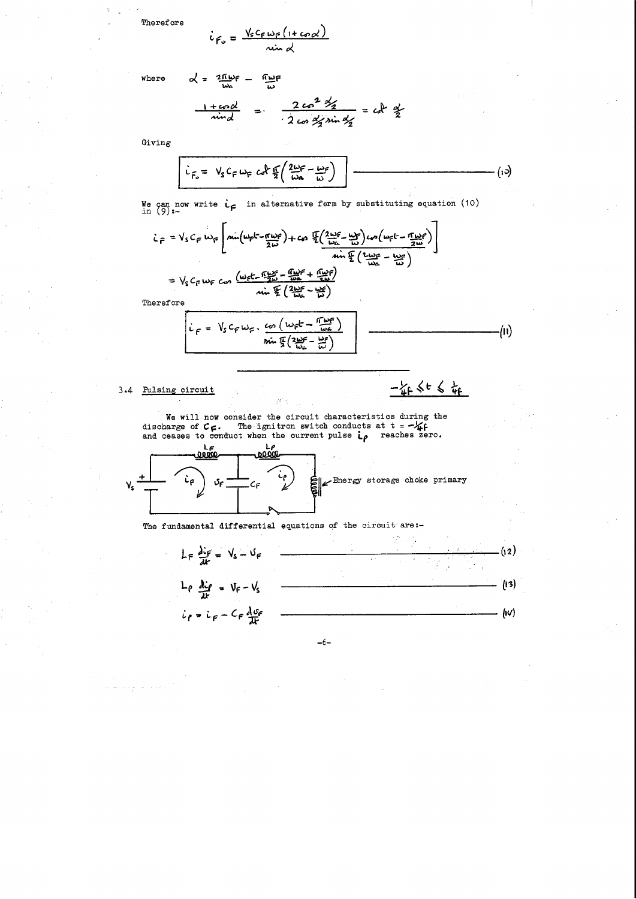Therefore

$$i_{F_0} = \frac{V_s C_F \omega_F (1+\cos\alpha)}{\sin\alpha}$$

where $\alpha = \frac{2\pi\omega_F}{\omega_a} - \frac{\pi\omega_F}{\omega}$

$$\frac{1+\cos\alpha}{\sin\alpha} = \frac{2\cos^2\alpha/2}{2\cos\alpha/2 \sin\alpha/2} = \cot\frac{\alpha}{2}$$

Giving

$$\boxed{i_{F_0} = V_s C_F \omega_F \cot\frac{\pi}{2}\left(\frac{2\omega_F}{\omega_a} - \frac{\omega_F}{\omega}\right)} \qquad (10)$$

We can now write $i_F$ in alternative form by substituting equation (10) in (9):-

$$i_F = V_s C_F \omega_F \left[\sin\left(\omega_F t - \frac{\pi\omega_F}{2\omega}\right) + \frac{\cos\frac{\pi}{2}\left(\frac{2\omega_F}{\omega_a} - \frac{\omega_F}{\omega}\right)\cos\left(\omega_F t - \frac{\pi\omega_F}{2\omega}\right)}{\sin\frac{\pi}{2}\left(\frac{2\omega_F}{\omega_a} - \frac{\omega_F}{\omega}\right)}\right]$$

$$= V_s C_F \omega_F \frac{\cos\left(\omega_F t - \frac{\pi\omega_F}{2\omega} - \frac{\pi\omega_F}{\omega_a} + \frac{\pi\omega_F}{2\omega}\right)}{\sin\frac{\pi}{2}\left(\frac{2\omega_F}{\omega_a} - \frac{\omega_F}{\omega}\right)}$$

Therefore

$$\boxed{i_F = V_s C_F \omega_F \cdot \frac{\cos\left(\omega_F t - \frac{\pi\omega_F}{\omega_a}\right)}{\sin\frac{\pi}{2}\left(\frac{2\omega_F}{\omega_a} - \frac{\omega_F}{\omega}\right)}} \qquad (11)$$

---

## 3.4 Pulsing circuit $\quad -\frac{1}{4f} \leq t \leq \frac{1}{4f}$

We will now consider the circuit characteristics during the discharge of $C_F$. The ignitron switch conducts at $t = -\frac{1}{4f}$ and ceases to conduct when the current pulse $i_p$ reaches zero.

Energy storage choke primary

The fundamental differential equations of the circuit are:-

$$L_F \frac{di_F}{dt} = V_s - v_F \qquad (12)$$

$$L_p \frac{di_p}{dt} = v_F - V_s \qquad (13)$$

$$i_p = i_F - C_F \frac{dv_F}{dt} \qquad (14)$$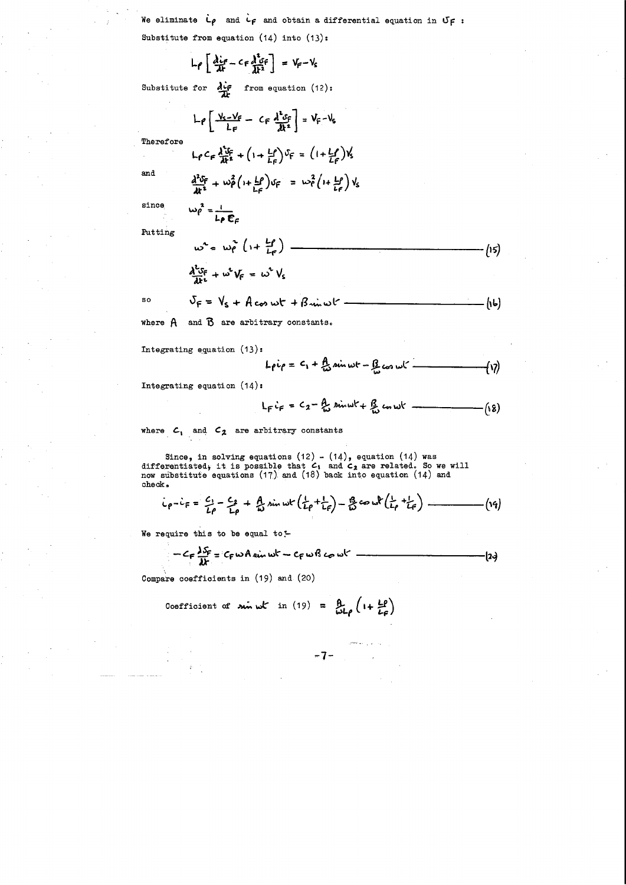We eliminate $i_P$ and $i_F$ and obtain a differential equation in $v_F$ :

Substitute from equation (14) into (13):

$$L_P\left[\frac{di_F}{dt} - C_F\frac{d^2v_F}{dt^2}\right] = V_F - V_S$$

Substitute for $\frac{di_F}{dt}$ from equation (12):

$$L_P\left[\frac{V_S - V_F}{L_F} - C_F\frac{d^2v_F}{dt^2}\right] = V_F - V_S$$

Therefore

$$L_P C_F\frac{d^2v_F}{dt^2} + \left(1+\frac{L_P}{L_F}\right)v_F = \left(1+\frac{L_P}{L_F}\right)V_S$$

and

$$\frac{d^2v_F}{dt^2} + \omega_P^2\left(1+\frac{L_P}{L_F}\right)v_F = \omega_P^2\left(1+\frac{L_P}{L_F}\right)V_S$$

since

$$\omega_P^2 = \frac{1}{L_P C_F}$$

Putting

$$\omega^2 = \omega_P^2\left(1+\frac{L_P}{L_F}\right) \tag{15}$$

$$\frac{d^2v_F}{dt^2} + \omega^2 V_F = \omega^2 V_S$$

so

$$v_F = V_S + A\cos\omega t + B\sin\omega t \tag{16}$$

where $A$ and $B$ are arbitrary constants.

Integrating equation (13):

$$L_P i_P = c_1 + \frac{A}{\omega}\sin\omega t - \frac{B}{\omega}\cos\omega t \tag{17}$$

Integrating equation (14):

$$L_F i_F = c_2 - \frac{A}{\omega}\sin\omega t + \frac{B}{\omega}\cos\omega t \tag{18}$$

where $c_1$ and $c_2$ are arbitrary constants

Since, in solving equations (12) - (14), equation (14) was differentiated, it is possible that $c_1$ and $c_2$ are related. So we will now substitute equations (17) and (18) back into equation (14) and check.

$$i_P - i_F = \frac{c_1}{L_P} - \frac{c_2}{L_P} + \frac{A}{\omega}\sin\omega t\left(\frac{1}{L_P}+\frac{1}{L_F}\right) - \frac{B}{\omega}\cos\omega t\left(\frac{1}{L_P}+\frac{1}{L_F}\right) \tag{19}$$

We require this to be equal to:-

$$-C_F\frac{dv_F}{dt} = C_F\omega A\sin\omega t - C_F\omega B\cos\omega t \tag{20}$$

Compare coefficients in (19) and (20)

Coefficient of $\sin\omega t$ in (19) $= \frac{A}{\omega L_P}\left(1+\frac{L_P}{L_F}\right)$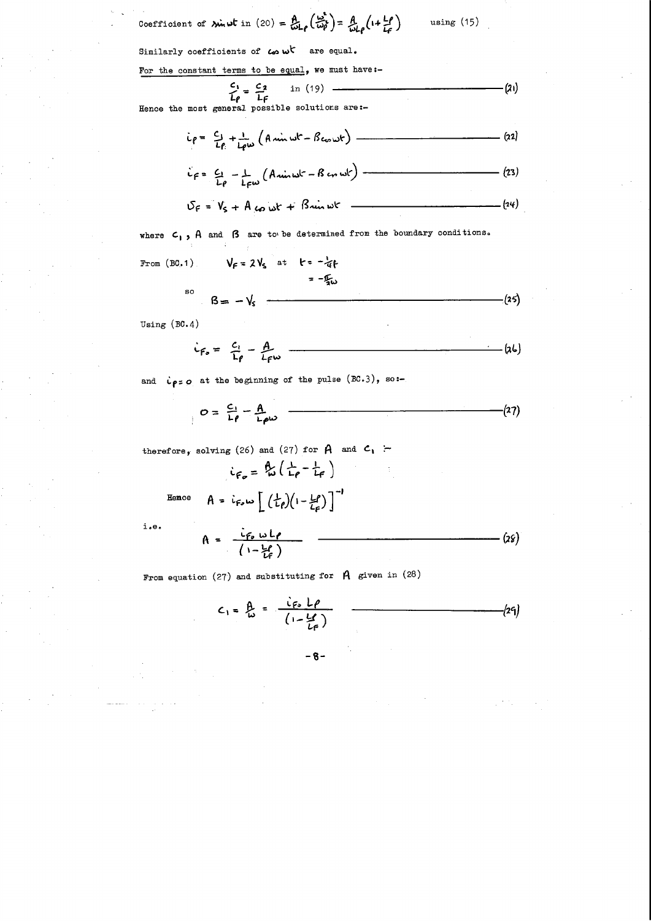Coefficient of $\sin\omega t$ in (20) $= \frac{A}{\omega L_P}\left(\frac{\omega^2}{\omega_P^2}\right) = \frac{A}{\omega L_P}\left(1+\frac{L_P}{L_F}\right)$ using (15)

Similarly coefficients of $\cos\omega t$ are equal.

For the constant terms to be equal, we must have:-

$$\frac{c_1}{L_P} = \frac{c_2}{L_F} \quad \text{in (19)} \tag{21}$$

Hence the most general possible solutions are:-

$$i_P = \frac{c_1}{L_P} + \frac{1}{L_P\omega}\left(A\sin\omega t - B\cos\omega t\right) \tag{22}$$

$$i_F = \frac{c_1}{L_P} - \frac{1}{L_F\omega}\left(A\sin\omega t - B\cos\omega t\right) \tag{23}$$

$$v_F = V_S + A\cos\omega t + B\sin\omega t \tag{24}$$

where $c_1$, $A$ and $B$ are to be determined from the boundary conditions.

From (BC.1) $\quad V_F = 2V_S \quad$ at $\quad t = -\frac{1}{4}t$

$$= -\frac{\pi}{2\omega}$$

so

$$B = -V_S \tag{25}$$

Using (BC.4)

$$i_{F_0} = \frac{c_1}{L_P} - \frac{A}{L_F\omega} \tag{26}$$

and $i_P = 0$ at the beginning of the pulse (BC.3), so:-

$$0 = \frac{c_1}{L_P} - \frac{A}{L_P\omega} \tag{27}$$

therefore, solving (26) and (27) for $A$ and $c_1$ :-

$$i_{F_0} = \frac{A}{\omega}\left(\frac{1}{L_P} - \frac{1}{L_F}\right)$$

Hence $\quad A = i_{F_0}\omega\left[\left(\frac{1}{L_P}\right)\left(1-\frac{L_P}{L_F}\right)\right]^{-1}$

i.e.

$$A = \frac{i_{F_0}\,\omega L_P}{\left(1-\frac{L_P}{L_F}\right)} \tag{28}$$

From equation (27) and substituting for $A$ given in (28)

$$c_1 = \frac{A}{\omega} = \frac{i_{F_0}\,L_P}{\left(1-\frac{L_P}{L_F}\right)} \tag{29}$$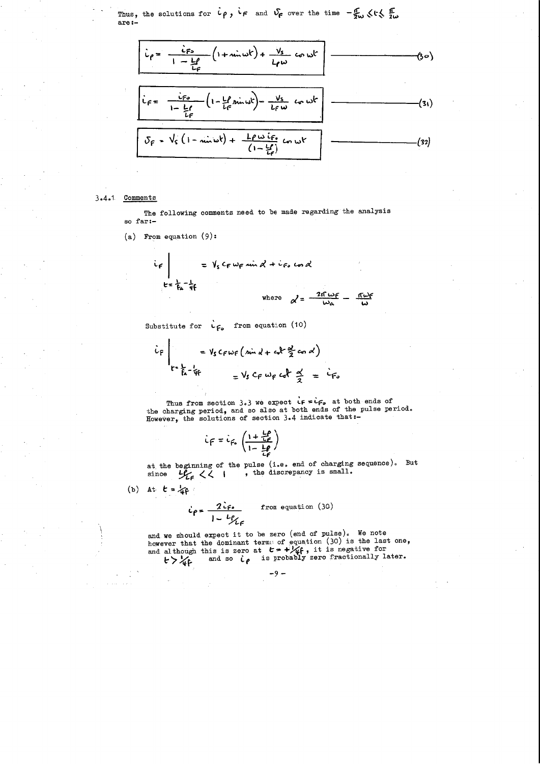Thus, the solutions for $i_P$, $i_F$ and $v_F$ over the time $-\frac{\pi}{2\omega} \leq t \leq \frac{\pi}{2\omega}$ are:-

$$i_P = \frac{i_{F_0}}{1 - \frac{L_P}{L_F}}\left(1 + \sin\omega t\right) + \frac{V_s}{L_P\omega}\cos\omega t \qquad (30)$$

$$i_F = \frac{i_{F_0}}{1 - \frac{L_P}{L_F}}\left(1 - \frac{L_P}{L_F}\sin\omega t\right) - \frac{V_s}{L_F\omega}\cos\omega t \qquad (31)$$

$$v_F = V_s\left(1 - \sin\omega t\right) + \frac{L_P\omega\, i_{F_0}}{\left(1 - \frac{L_P}{L_F}\right)}\cos\omega t \qquad (32)$$

### 3.4.1 Comments

The following comments need to be made regarding the analysis so far:-

(a) From equation (9):

$$i_F \Big|_{t = \frac{1}{f_a} - \frac{1}{4f}} = V_s C_F \omega_F \sin\alpha + i_{F_0}\cos\alpha$$

where $\alpha = \frac{2\pi\omega_F}{\omega_a} - \frac{\pi\omega_F}{\omega}$

Substitute for $i_{F_0}$ from equation (10)

$$i_F \Big|_{t = \frac{1}{f_a} - \frac{1}{4f}} = V_s C_F \omega_F \left(\sin\alpha + \cot\frac{\alpha}{2}\cos\alpha\right)$$

$$= V_s C_F \omega_F \cot\frac{\alpha}{2} = i_{F_0}$$

Thus from section 3.3 we expect $i_F = i_{F_0}$ at both ends of the charging period, and so also at both ends of the pulse period. However, the solutions of section 3.4 indicate that:-

$$i_F = i_{F_0}\left(\frac{1 + \frac{L_P}{L_F}}{1 - \frac{L_P}{L_F}}\right)$$

at the beginning of the pulse (i.e. end of charging sequence). But since $L_P/L_F << 1$ , the discrepancy is small.

(b) At $t = \frac{1}{4f}$

$$i_P = \frac{2 i_{F_0}}{1 - L_P/L_F} \qquad \text{from equation (30)}$$

and we should expect it to be zero (end of pulse). We note however that the dominant term of equation (30) is the last one, and although this is zero at $t = +\frac{1}{4f}$, it is negative for $t > \frac{1}{4f}$ and so $i_P$ is probably zero fractionally later.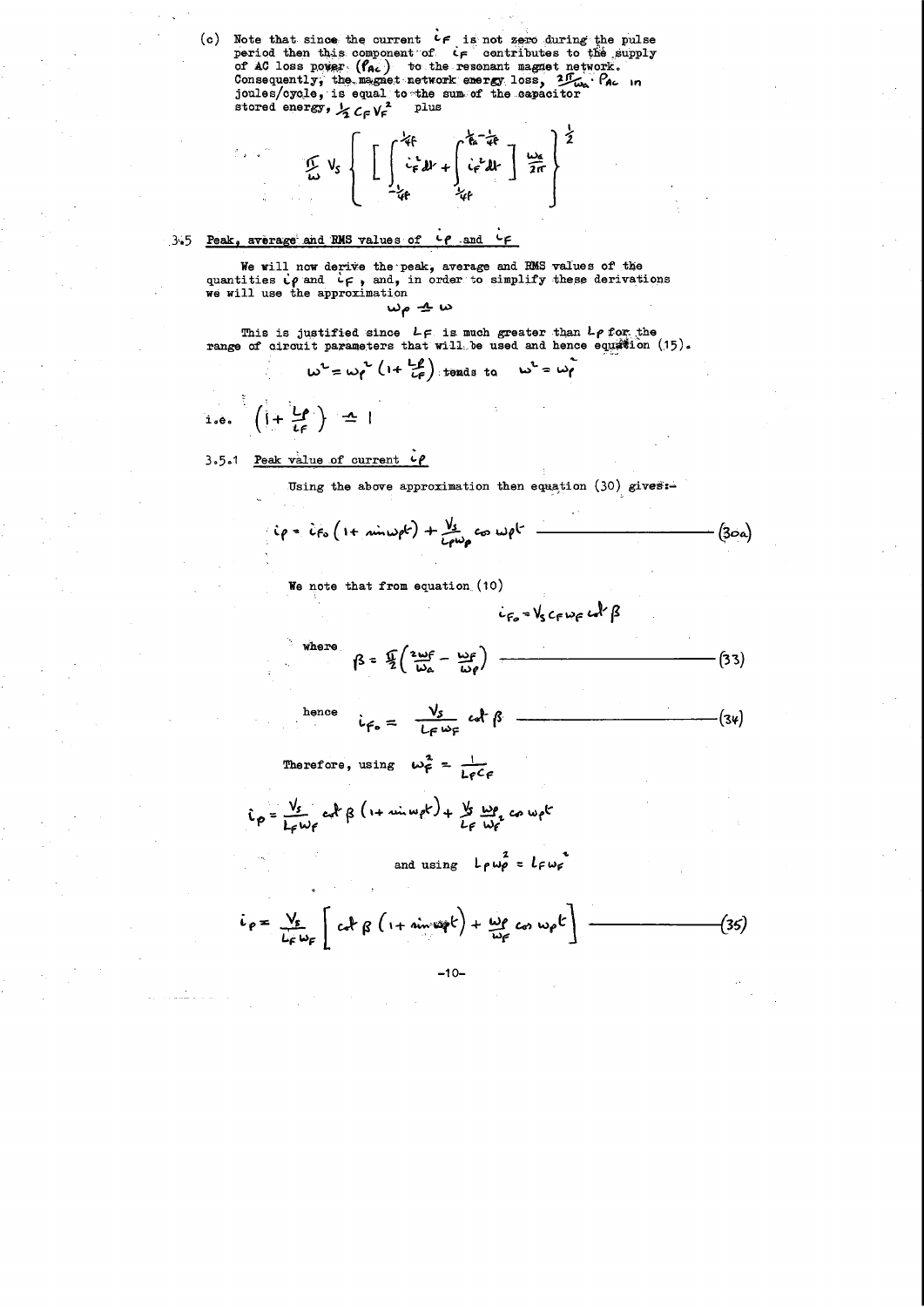(c) Note that since the current $i_F$ is not zero during the pulse period then this component of $i_F$ contributes to the supply of AC loss power $(P_{AC})$ to the resonant magnet network. Consequently, the magnet network energy loss, $\frac{2\pi}{\omega_a} \cdot P_{AC}$ in joules/cycle, is equal to the sum of the capacitor stored energy, $\frac{1}{2} C_F V_F^2$ plus

$$\frac{\pi}{\omega} V_s \left\{ \left[ \int_{-\frac{1}{4f}}^{\frac{1}{4f}} i_F^2 \, dt + \int_{\frac{1}{4f}}^{\frac{1}{f_a} - \frac{1}{4f}} i_F^2 \, dt \right] \frac{\omega_a}{2\pi} \right\}^{\frac{1}{2}}$$

## 3.5 Peak, average and RMS values of $i_P$ and $i_F$

We will now derive the peak, average and RMS values of the quantities $i_P$ and $i_F$, and, in order to simplify these derivations we will use the approximation

$$\omega_P \doteq \omega$$

This is justified since $L_F$ is much greater than $L_P$ for the range of circuit parameters that will be used and hence equation (15).

$$\omega^2 = \omega_P^2 \left(1 + \frac{L_P}{L_F}\right) \text{ tends to } \omega^2 = \omega_P^2$$

i.e. $\left(1 + \frac{L_P}{L_F}\right) \doteq 1$

### 3.5.1 Peak value of current $i_P$

Using the above approximation then equation (30) gives:-

$$i_P = i_{F_0}\left(1 + \sin\omega_P t\right) + \frac{V_s}{L_P \omega_P} \cos \omega_P t \tag{30a}$$

We note that from equation (10)

$$i_{F_0} = V_s C_F \omega_F \cot \beta$$

where

$$\beta = \frac{\pi}{2}\left(\frac{2\omega_F}{\omega_a} - \frac{\omega_F}{\omega_P}\right) \tag{33}$$

hence

$$i_{F_0} = \frac{V_s}{L_F \omega_F} \cot \beta \tag{34}$$

Therefore, using $\omega_F^2 = \frac{1}{L_F C_F}$

$$i_P = \frac{V_s}{L_F \omega_F} \cot \beta \left(1 + \sin \omega_P t\right) + \frac{V_s}{L_F} \frac{\omega_P}{\omega_F^2} \cos \omega_P t$$

and using $L_P \omega_P^2 = L_F \omega_F^2$

$$i_P = \frac{V_s}{L_F \omega_F}\left[\cot \beta \left(1 + \sin \omega_P t\right) + \frac{\omega_P}{\omega_F} \cos \omega_P t\right] \tag{35}$$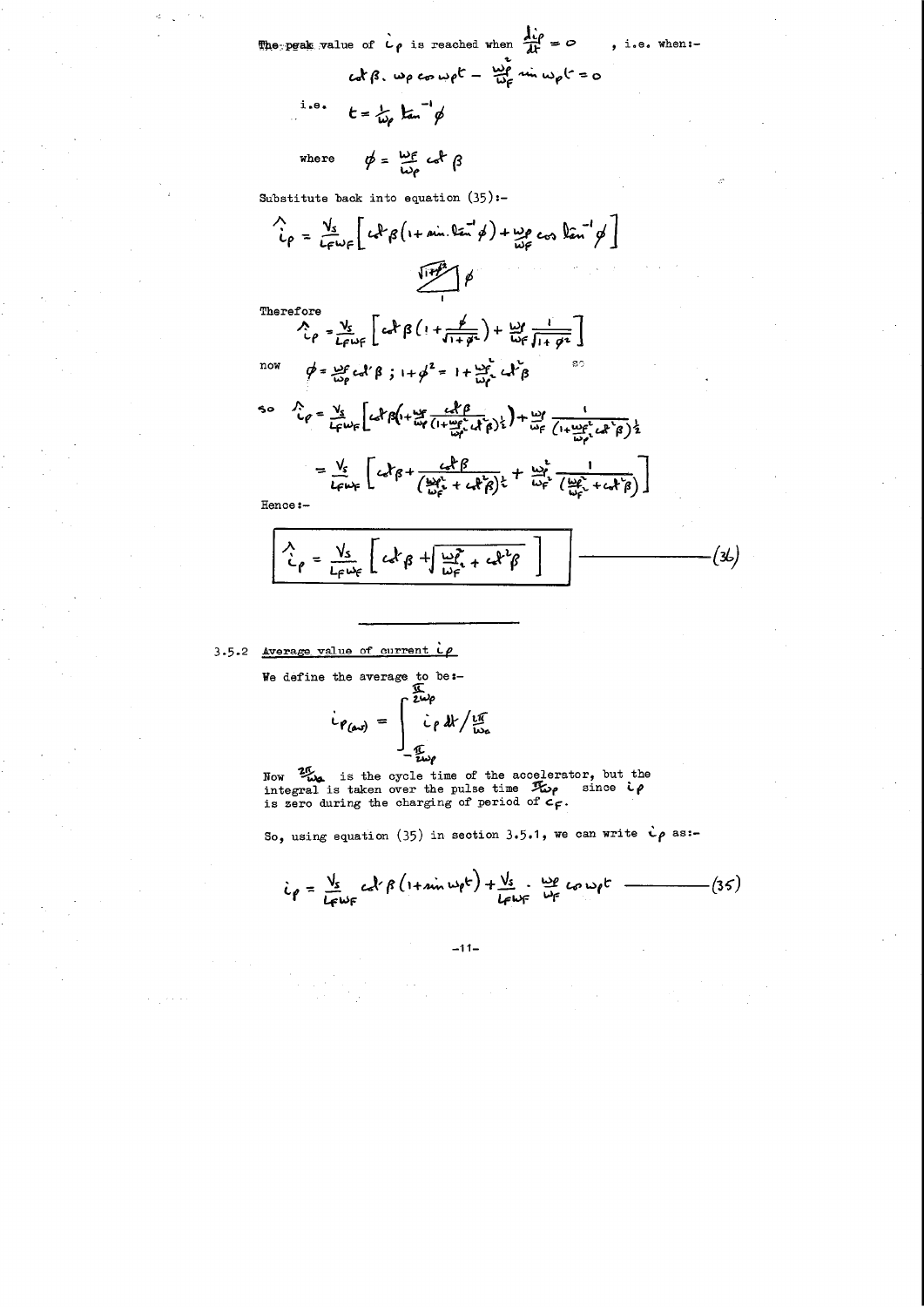The peak value of $i_p$ is reached when $\frac{di_p}{dt} = 0$ , i.e. when:-

$$\cot\beta . \omega_p \cos\omega_p t - \frac{\omega_p^2}{\omega_F} \sin\omega_p t = 0$$

i.e. $$t = \frac{1}{\omega_p} \tan^{-1}\phi$$

where $$\phi = \frac{\omega_F}{\omega_p} \cot\beta$$

Substitute back into equation (35):-

$$\hat{i}_p = \frac{V_s}{L_F\omega_F}\left[\cot\beta\left(1 + \sin.\tan^{-1}\phi\right) + \frac{\omega_p}{\omega_F}\cos\tan^{-1}\phi\right]$$

(triangle with hypotenuse $\sqrt{1+\phi^2}$, opposite side $\phi$, adjacent side $1$)

Therefore

$$\hat{i}_p = \frac{V_s}{L_F\omega_F}\left[\cot\beta\left(1 + \frac{\phi}{\sqrt{1+\phi^2}}\right) + \frac{\omega_p}{\omega_F}\frac{1}{\sqrt{1+\phi^2}}\right]$$

now $$\phi = \frac{\omega_F}{\omega_p}\cot\beta \; ; \; 1+\phi^2 = 1 + \frac{\omega_F^2}{\omega_p^2}\cot^2\beta$$ so

$$\text{so} \quad \hat{i}_p = \frac{V_s}{L_F\omega_F}\left[\cot\beta\left(1 + \frac{\omega_F}{\omega_p}\frac{\cot\beta}{\left(1+\frac{\omega_F^2}{\omega_p^2}\cot^2\beta\right)^{\frac{1}{2}}}\right) + \frac{\omega_p}{\omega_F}\frac{1}{\left(1+\frac{\omega_F^2}{\omega_p^2}\cot^2\beta\right)^{\frac{1}{2}}}\right]$$

$$= \frac{V_s}{L_F\omega_F}\left[\cot\beta + \frac{\cot\beta}{\left(\frac{\omega_p^2}{\omega_F^2} + \cot^2\beta\right)^{\frac{1}{2}}} + \frac{\omega_p^2}{\omega_F^2}\frac{1}{\left(\frac{\omega_p^2}{\omega_F^2} + \cot^2\beta\right)}\right]$$

Hence:-

$$\boxed{\hat{i}_p = \frac{V_s}{L_F\omega_F}\left[\cot\beta + \sqrt{\frac{\omega_p^2}{\omega_F^2} + \cot^2\beta}\,\right]} \qquad (36)$$

---

### 3.5.2 Average value of current $i_p$

We define the average to be:-

$$i_{p(av)} = \int_{-\frac{\pi}{2\omega_p}}^{\frac{\pi}{2\omega_p}} i_p \, dt \Big/ \frac{2\pi}{\omega_a}$$

Now $\frac{2\pi}{\omega_a}$ is the cycle time of the accelerator, but the integral is taken over the pulse time $\frac{\pi}{\omega_p}$ since $i_p$ is zero during the charging of period of $C_F$.

So, using equation (35) in section 3.5.1, we can write $i_p$ as:-

$$i_p = \frac{V_s}{L_F\omega_F}\cot\beta\left(1 + \sin\omega_p t\right) + \frac{V_s}{L_F\omega_F}\cdot\frac{\omega_p}{\omega_F}\cos\omega_p t \qquad (35)$$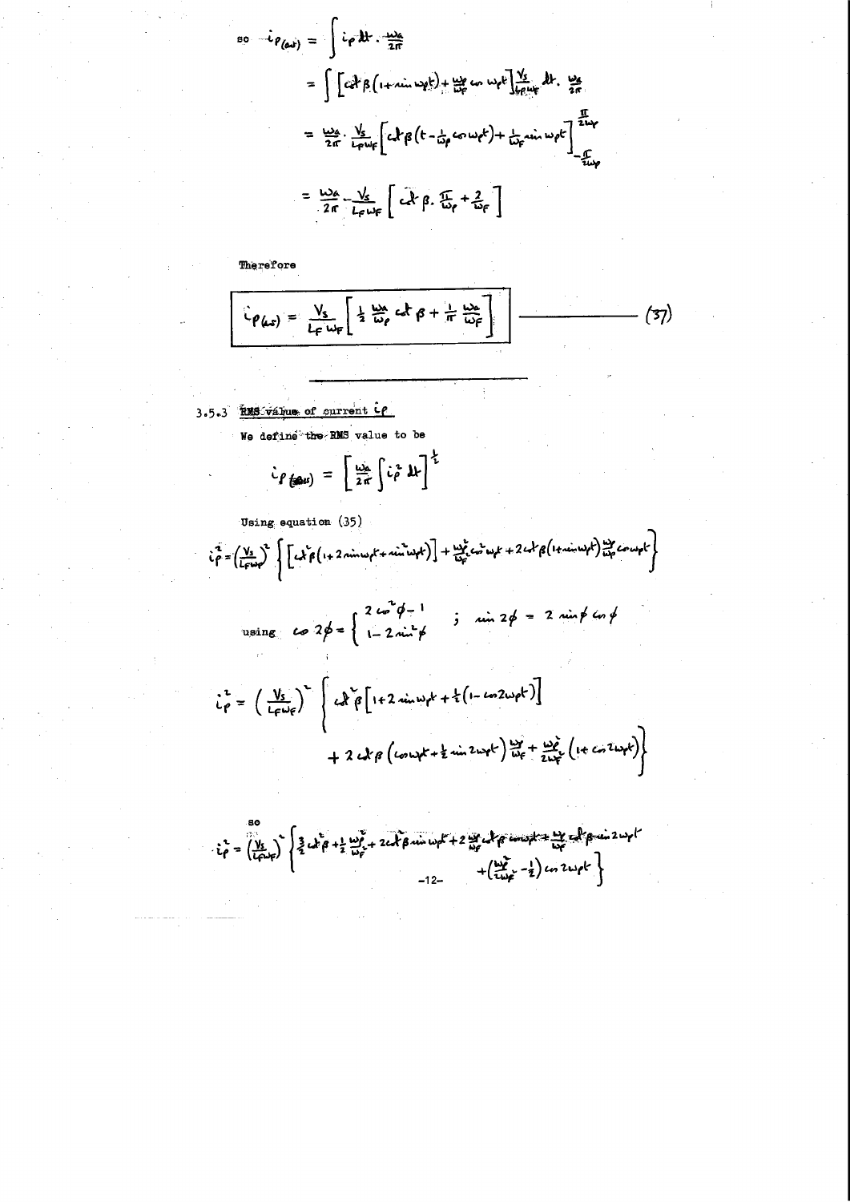so $i_{P(av)} = \int i_P \, dt \cdot \frac{\omega_s}{2\pi}$

$$= \int \left[ \cot\beta \left(1 + \sin \omega_P t\right) + \frac{\omega_P}{\omega_F} \cos \omega_P t \right] \frac{V_s}{L_F \omega_F} \, dt \cdot \frac{\omega_s}{2\pi}$$

$$= \frac{\omega_s}{2\pi} \cdot \frac{V_s}{L_F \omega_F} \left[ \cot\beta \left(t - \frac{1}{\omega_P} \cos \omega_P t\right) + \frac{1}{\omega_F} \sin \omega_P t \right]_{-\frac{\pi}{2\omega_P}}^{\frac{\pi}{2\omega_P}}$$

$$= \frac{\omega_s}{2\pi} \cdot \frac{V_s}{L_F \omega_F} \left[ \cot\beta \cdot \frac{\pi}{\omega_P} + \frac{2}{\omega_F} \right]$$

Therefore

$$\boxed{i_{P(av)} = \frac{V_s}{L_F \omega_F} \left[ \frac{1}{2} \frac{\omega_s}{\omega_P} \cot\beta + \frac{1}{\pi} \frac{\omega_s}{\omega_F} \right]} \qquad (37)$$

---

### 3.5.3 RMS value of current $i_P$

We define the RMS value to be

$$i_{P(RMS)} = \left[ \frac{\omega_s}{2\pi} \int i_P^2 \, dt \right]^{\frac{1}{2}}$$

Using equation (35)

$$i_P^2 = \left(\frac{V_s}{L_F \omega_F}\right)^2 \left\{ \left[ \cot^2\beta \left(1 + 2 \sin \omega_P t + \sin^2 \omega_P t\right) \right] + \frac{\omega_P^2}{\omega_F^2} \cos^2 \omega_P t + 2 \cot\beta \left(1 + \sin \omega_P t\right) \frac{\omega_P}{\omega_F} \cos \omega_P t \right\}$$

using $\cos 2\phi = \begin{cases} 2\cos^2\phi - 1 \\ 1 - 2\sin^2\phi \end{cases}$ ; $\sin 2\phi = 2 \sin\phi \cos\phi$

$$i_P^2 = \left(\frac{V_s}{L_F \omega_F}\right)^2 \left\{ \cot^2\beta \left[ 1 + 2 \sin \omega_P t + \frac{1}{2}\left(1 - \cos 2\omega_P t\right) \right] \right.$$
$$\left. + 2 \cot\beta \left( \cos \omega_P t + \frac{1}{2} \sin 2\omega_P t \right) \frac{\omega_P}{\omega_F} + \frac{\omega_P^2}{2\omega_F^2} \left(1 + \cos 2\omega_P t\right) \right\}$$

so

$$i_P^2 = \left(\frac{V_s}{L_F \omega_F}\right)^2 \left\{ \frac{3}{2} \cot^2\beta + \frac{1}{2} \frac{\omega_P^2}{\omega_F^2} + 2 \cot^2\beta \sin \omega_P t + 2 \frac{\omega_P}{\omega_F} \cot\beta \cos \omega_P t + \frac{\omega_P}{\omega_F} \cot\beta \sin 2\omega_P t \right.$$
$$\left. + \left( \frac{\omega_P^2}{2\omega_F^2} - \frac{1}{2} \right) \cos 2\omega_P t \right\}$$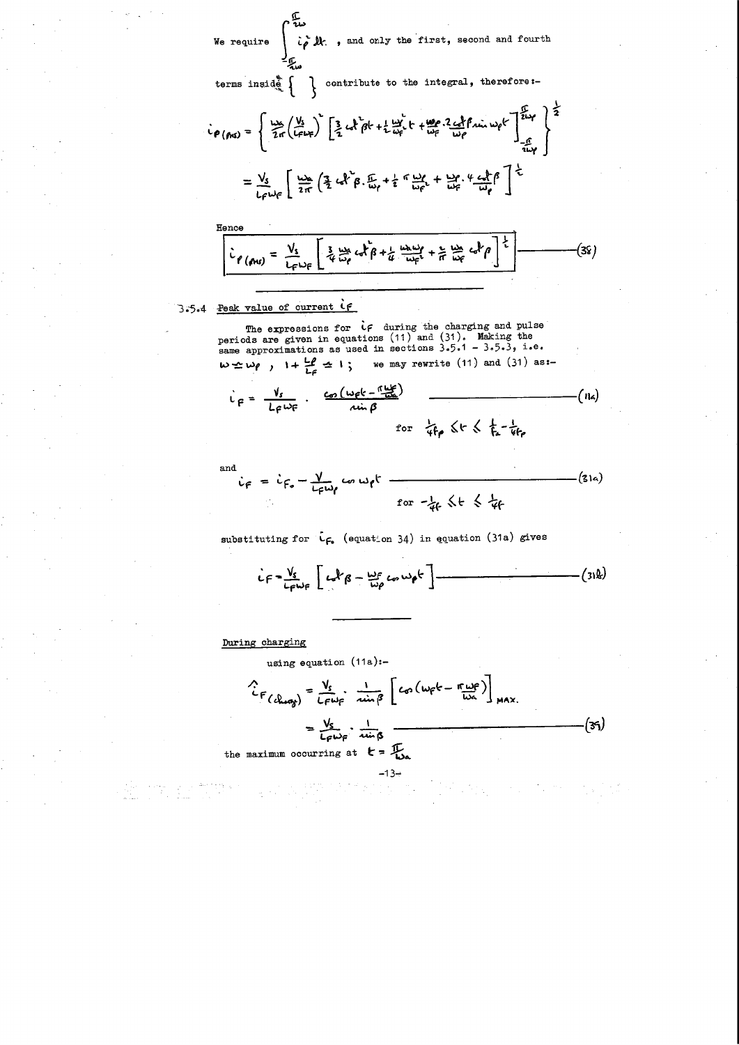We require $\displaystyle\int_{-\frac{\pi}{2\omega}}^{\frac{\pi}{2\omega}} i_p^2\, dt$, and only the first, second and fourth terms inside $\{\ \}$ contribute to the integral, therefore:-

$$i_{P(RMS)} = \left\{ \frac{\omega_a}{2\pi}\left(\frac{V_s}{L_F\omega_F}\right)^2 \left[\frac{3}{2}\cot^2\beta t + \frac{1}{2}\frac{\omega_F^2}{\omega_p^2}t + \frac{\omega_F}{\omega_p}\cdot\frac{2\cot\beta}{\omega_p}\sin\omega_p t\right]_{-\frac{\pi}{2\omega_p}}^{\frac{\pi}{2\omega_p}} \right\}^{\frac{1}{2}}$$

$$= \frac{V_s}{L_F\omega_F}\left[\frac{\omega_a}{2\pi}\left(\frac{3}{2}\cot^2\beta\cdot\frac{\pi}{\omega_p} + \frac{1}{2}\pi\frac{\omega_F}{\omega_p^2} + \frac{\omega_F}{\omega_p}\cdot\frac{4\cot\beta}{\omega_p}\right)\right]^{\frac{1}{2}}$$

Hence

$$i_{P(RMS)} = \frac{V_s}{L_F\omega_F}\left[\frac{3}{4}\frac{\omega_a}{\omega_p}\cot^2\beta + \frac{1}{4}\frac{\omega_a\omega_F}{\omega_p^2} + \frac{2}{\pi}\frac{\omega_a}{\omega_F}\cot\beta\right]^{\frac{1}{2}} \qquad (38)$$

---

### 3.5.4 Peak value of current $i_F$

The expressions for $i_F$ during the charging and pulse periods are given in equations (11) and (31). Making the same approximations as used in sections 3.5.1 – 3.5.3, i.e. $\omega \doteq \omega_p$, $1 + \frac{L_p}{L_F} \doteq 1$; we may rewrite (11) and (31) as:-

$$i_F = \frac{V_s}{L_F\omega_F}\cdot\frac{\cos\left(\omega_F t - \frac{\pi\omega_F}{\omega_a}\right)}{\sin\beta} \qquad (11a)$$

for $\frac{1}{4f_p} \leq t \leq \frac{1}{f_a} - \frac{1}{4f_p}$

and

$$i_F = i_{F_0} - \frac{V}{L_F\omega_p}\cos\omega_p t \qquad (31a)$$

for $-\frac{1}{4f_f} \leq t \leq \frac{1}{4f_f}$

substituting for $i_{F_0}$ (equation 34) in equation (31a) gives

$$i_F = \frac{V_s}{L_F\omega_F}\left[\cot\beta - \frac{\omega_F}{\omega_p}\cos\omega_p t\right] \qquad (31b)$$

---

**During charging**

using equation (11a):-

$$\hat{i}_{F(chg)} = \frac{V_s}{L_F\omega_F}\cdot\frac{1}{\sin\beta}\left[\cos\left(\omega_F t - \frac{\pi\omega_F}{\omega_a}\right)\right]_{MAX.}$$

$$= \frac{V_s}{L_F\omega_F}\cdot\frac{1}{\sin\beta} \qquad (39)$$

the maximum occurring at $t = \frac{\pi}{\omega_a}$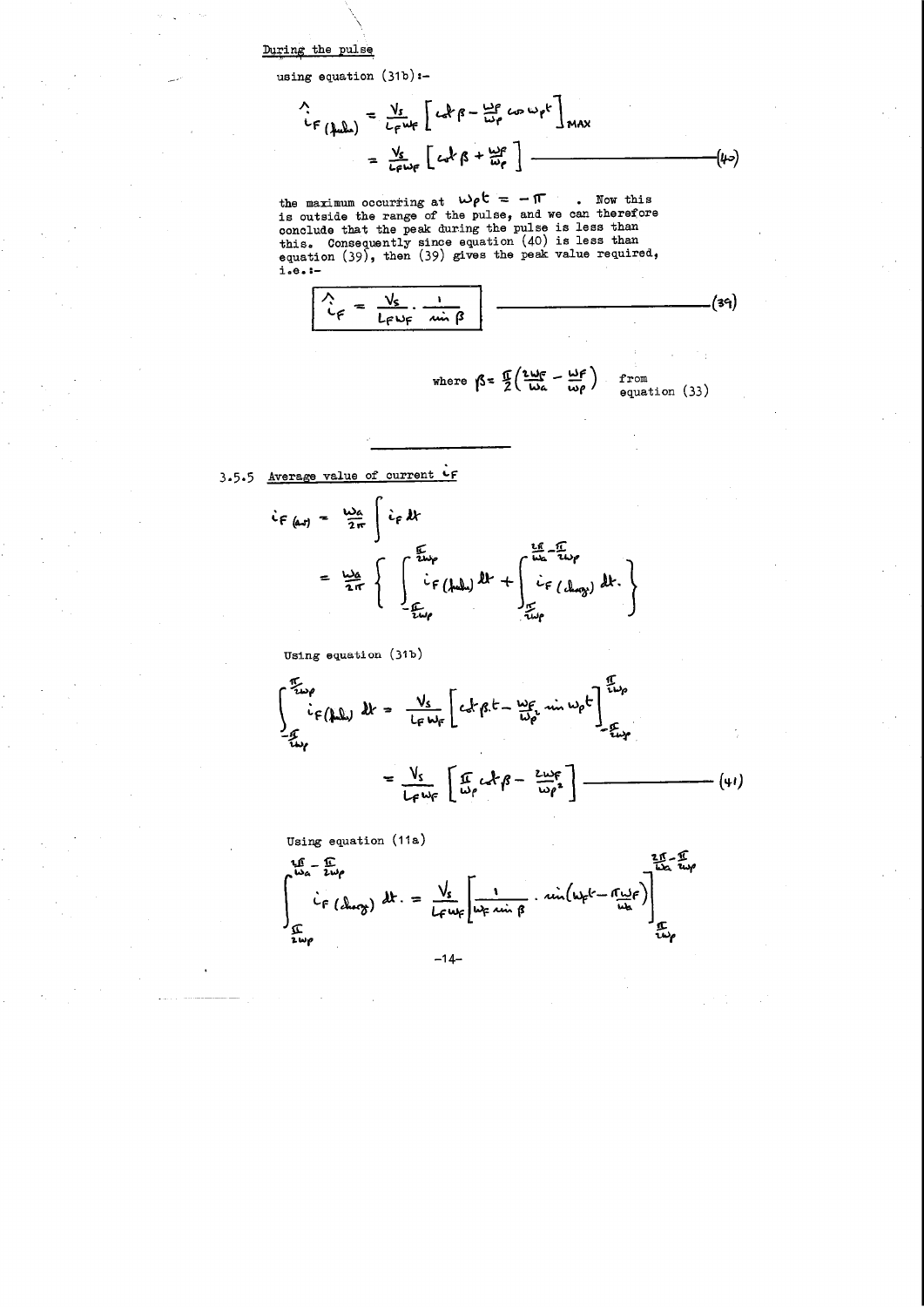During the pulse

using equation (31b):-

$$\hat{i}_{F\,(\text{pulse})} = \frac{V_s}{L_F w_F}\left[\cot\beta - \frac{w_F}{w_p}\cos w_p t\right]_{MAX}$$

$$= \frac{V_s}{L_F w_F}\left[\cot\beta + \frac{w_F}{w_p}\right] \qquad (40)$$

the maximum occurring at $w_p t = -\pi$ . Now this is outside the range of the pulse, and we can therefore conclude that the peak during the pulse is less than this. Consequently since equation (40) is less than equation (39), then (39) gives the peak value required, i.e.:-

$$\boxed{\hat{i}_F = \frac{V_s}{L_F w_F}\cdot\frac{1}{\sin\beta}} \qquad (39)$$

where $\beta = \frac{\pi}{2}\left(\frac{2w_F}{w_a} - \frac{w_F}{w_p}\right)$ from equation (33)

---

3.5.5 Average value of current $i_F$

$$i_{F\,(av)} = \frac{w_a}{2\pi}\int i_F\,dt$$

$$= \frac{w_a}{2\pi}\left\{\int_{-\frac{\pi}{2w_p}}^{\frac{\pi}{2w_p}} i_{F\,(\text{pulse})}\,dt + \int_{\frac{\pi}{2w_p}}^{\frac{2\pi}{w_a}-\frac{\pi}{2w_p}} i_{F\,(\text{charge})}\,dt.\right\}$$

Using equation (31b)

$$\int_{-\frac{\pi}{2w_p}}^{\frac{\pi}{2w_p}} i_{F(\text{pulse})}\,dt = \frac{V_s}{L_F w_F}\left[\cot\beta . t - \frac{w_F}{w_p^2}\sin w_p t\right]_{-\frac{\pi}{2w_p}}^{\frac{\pi}{2w_p}}$$

$$= \frac{V_s}{L_F w_F}\left[\frac{\pi}{w_p}\cot\beta - \frac{2w_F}{w_p^2}\right] \qquad (41)$$

Using equation (11a)

$$\int_{\frac{\pi}{2w_p}}^{\frac{2\pi}{w_a}-\frac{\pi}{2w_p}} i_{F\,(\text{charge})}\,dt. = \frac{V_s}{L_F w_F}\left[\frac{1}{w_F\sin\beta}\cdot\sin\left(w_F t - \frac{\pi w_F}{w_a}\right)\right]_{\frac{\pi}{2w_p}}^{\frac{2\pi}{w_a}-\frac{\pi}{2w_p}}$$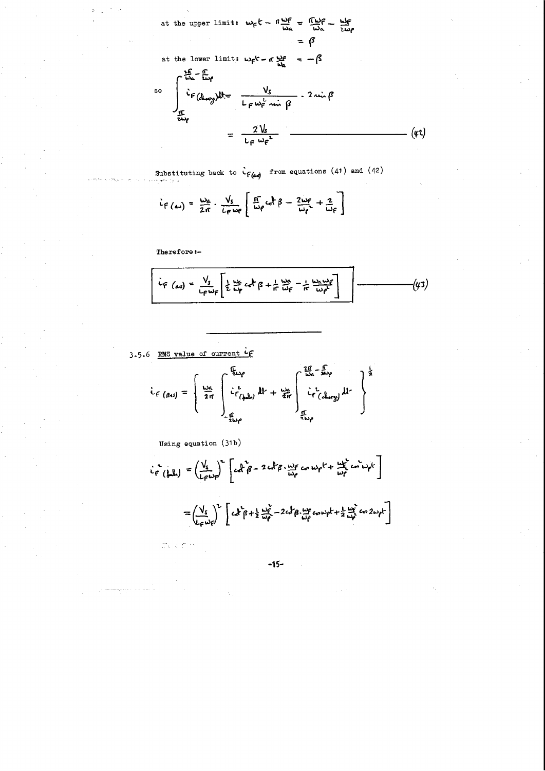at the upper limit: $\omega_F t - \pi \frac{\omega_F}{\omega_a} = \frac{\pi \omega_F}{\omega_a} - \frac{\omega_F}{2\omega_p}$

$$= \beta$$

at the lower limit: $\omega_F t - \pi \frac{\omega_F}{\omega_a} = -\beta$

$$\text{so} \quad \int_{\frac{\pi}{2\omega_p}}^{\frac{2\pi}{\omega_a} - \frac{\pi}{2\omega_p}} i_{F(charg)} dt = \frac{V_s}{L_F \omega_F^2 \sin\beta} \cdot 2\sin\beta$$

$$= \frac{2V_s}{L_F \omega_F^2} \tag{42}$$

Substituting back to $i_{F(av)}$ from equations (41) and (42)

$$i_{F(av)} = \frac{\omega_a}{2\pi} \cdot \frac{V_s}{L_F \omega_F} \left[ \frac{\pi}{\omega_p} \cot\beta - \frac{2\omega_F}{\omega_p^2} + \frac{2}{\omega_F} \right]$$

Therefore :-

$$\boxed{i_{F(av)} = \frac{V_s}{L_F \omega_F} \left[ \frac{1}{2} \frac{\omega_a}{\omega_p} \cot\beta + \frac{1}{\pi} \frac{\omega_a}{\omega_F} - \frac{1}{\pi} \frac{\omega_a \omega_F}{\omega_p^2} \right]} \tag{43}$$

---

### 3.5.6 RMS value of current $i_F$

$$i_{F(RMS)} = \left\{ \frac{\omega_a}{2\pi} \int_{-\frac{\pi}{2\omega_p}}^{\frac{\pi}{2\omega_p}} i^2_{F(pulse)} dt + \frac{\omega_a}{2\pi} \int_{\frac{\pi}{2\omega_p}}^{\frac{2\pi}{\omega_a} - \frac{\pi}{2\omega_p}} i^2_{F(charg)} dt \right\}^{\frac{1}{2}}$$

Using equation (31b)

$$i^2_{F(pulse)} = \left(\frac{V_s}{L_F \omega_F}\right)^2 \left[ \cot^2\beta - 2\cot\beta \cdot \frac{\omega_F}{\omega_p} \cos\omega_p t + \frac{\omega_F^2}{\omega_p^2} \cos^2\omega_p t \right]$$

$$= \left(\frac{V_s}{L_F \omega_F}\right)^2 \left[ \cot^2\beta + \frac{1}{2}\frac{\omega_F^2}{\omega_p^2} - 2\cot\beta \cdot \frac{\omega_F}{\omega_p} \cos\omega_p t + \frac{1}{2}\frac{\omega_F^2}{\omega_p^2} \cos 2\omega_p t \right]$$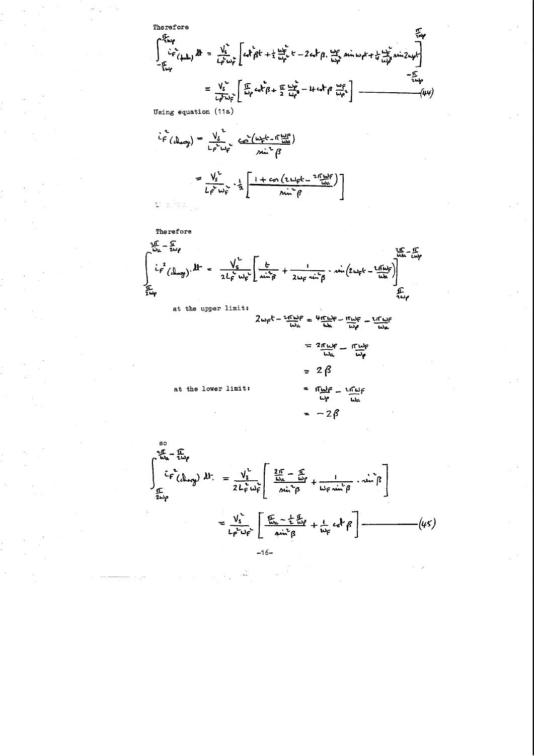Therefore

$$\int_{-\frac{\pi}{2\omega_p}}^{\frac{\pi}{2\omega_p}} i_F^2(\text{pulse})\,dt = \frac{V_s^2}{L_F^2\omega_F^2}\left[\cot^2\beta t + \frac{1}{2}\frac{\omega_F^2}{\omega_p^2}t - 2\cot\beta.\frac{\omega_F}{\omega_p^2}\sin\omega_p t + \frac{1}{4}\frac{\omega_F^2}{\omega_p^3}\sin 2\omega_p t\right]_{-\frac{\pi}{2\omega_p}}^{\frac{\pi}{2\omega_p}}$$

$$= \frac{V_s^2}{L_F^2\omega_F^2}\left[\frac{\pi}{\omega_p}\cot^2\beta + \frac{\pi}{2}\frac{\omega_F^2}{\omega_p^3} - 4\cot\beta\,\frac{\omega_F}{\omega_p^2}\right] \qquad (44)$$

Using equation (11a)

$$i_F^2(\text{charge}) = \frac{V_s^2}{L_F^2\omega_F^2}\cdot\frac{\cos^2\left(\omega_F t - \pi\frac{\omega_F}{\omega_a}\right)}{\sin^2\beta}$$

$$= \frac{V_s^2}{L_F^2\omega_F^2}\cdot\frac{1}{2}\left[\frac{1+\cos\left(2\omega_F t - \frac{2\pi\omega_F}{\omega_a}\right)}{\sin^2\beta}\right]$$

Therefore

$$\int_{\frac{\pi}{2\omega_p}}^{\frac{2\pi}{\omega_a}-\frac{\pi}{2\omega_p}} i_F^2(\text{charge})\cdot dt = \frac{V_s^2}{2L_F^2\omega_F^2}\left[\frac{t}{\sin^2\beta} + \frac{1}{2\omega_F\sin^2\beta}\cdot\sin\left(2\omega_F t - \frac{2\pi\omega_F}{\omega_a}\right)\right]_{\frac{\pi}{2\omega_p}}^{\frac{2\pi}{\omega_a}-\frac{\pi}{2\omega_p}}$$

at the upper limit:

$$2\omega_F t - \frac{2\pi\omega_F}{\omega_a} = \frac{4\pi\omega_F}{\omega_a} - \frac{\pi\omega_F}{\omega_p} - \frac{2\pi\omega_F}{\omega_a}$$

$$= \frac{2\pi\omega_F}{\omega_a} - \frac{\pi\omega_F}{\omega_p}$$

$$= 2\beta$$

at the lower limit:

$$= \frac{\pi\omega_F}{\omega_p} - \frac{2\pi\omega_F}{\omega_a}$$

$$= -2\beta$$

so

$$\int_{\frac{\pi}{2\omega_p}}^{\frac{2\pi}{\omega_a}-\frac{\pi}{2\omega_p}} i_F^2(\text{charge})\,dt = \frac{V_s^2}{2L_F^2\omega_F^2}\left[\frac{\frac{2\pi}{\omega_a}-\frac{\pi}{\omega_p}}{\sin^2\beta} + \frac{1}{\omega_F\sin^2\beta}\cdot\sin^2\beta\right]$$

$$= \frac{V_s^2}{L_F^2\omega_F^2}\left[\frac{\frac{\pi}{\omega_a}-\frac{1}{2}\frac{\pi}{\omega_p}}{\sin^2\beta} + \frac{1}{\omega_F}\cot\beta\right] \qquad (45)$$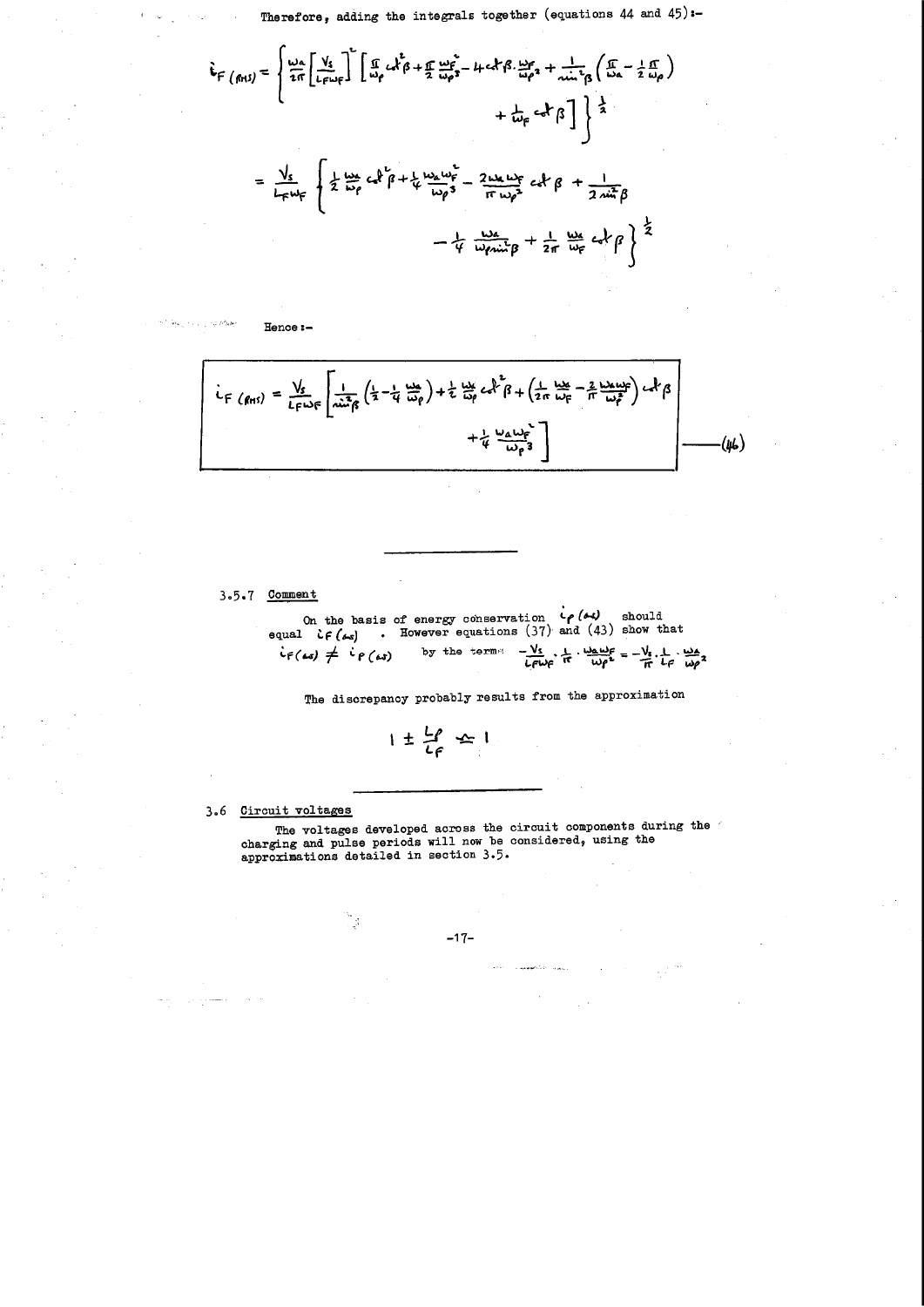Therefore, adding the integrals together (equations 44 and 45):-

$$i_{F\,(RMS)} = \left\{ \frac{\omega_a}{2\pi}\left[\frac{V_s}{L_F\omega_F}\right]^2 \left[ \frac{\pi}{\omega_p}\cot^2\beta + \frac{\pi}{2}\frac{\omega_F^2}{\omega_p^3} - 4\cot\beta.\frac{\omega_F}{\omega_p^2} + \frac{1}{\sin^2\beta}\left(\frac{\pi}{\omega_a} - \frac{1}{2}\frac{\pi}{\omega_p}\right) + \frac{1}{\omega_F}\cot\beta \right] \right\}^{\frac{1}{2}}$$

$$= \frac{V_s}{L_F\omega_F}\left\{ \frac{1}{2}\frac{\omega_a}{\omega_p}\cot^2\beta + \frac{1}{4}\frac{\omega_a\omega_F^2}{\omega_p^3} - \frac{2\omega_a\omega_F}{\pi\omega_p^2}\cot\beta + \frac{1}{2\sin^2\beta} - \frac{1}{4}\frac{\omega_a}{\omega_p\sin^2\beta} + \frac{1}{2\pi}\frac{\omega_a}{\omega_F}\cot\beta \right\}^{\frac{1}{2}}$$

Hence :-

$$i_{F\,(RMS)} = \frac{V_s}{L_F\omega_F}\left[ \frac{1}{\sin^2\beta}\left(\frac{1}{2} - \frac{1}{4}\frac{\omega_a}{\omega_p}\right) + \frac{1}{2}\frac{\omega_a}{\omega_p}\cot^2\beta + \left(\frac{1}{2\pi}\frac{\omega_a}{\omega_F} - \frac{2}{\pi}\frac{\omega_a\omega_F}{\omega_p^2}\right)\cot\beta + \frac{1}{4}\frac{\omega_a\omega_F^2}{\omega_p^3} \right] \qquad (46)$$

---

### 3.5.7 Comment

On the basis of energy conservation $i_{P\,(AS)}$ should equal $i_{F\,(AS)}$. However equations (37) and (43) show that $i_{F(AS)} \neq i_{P\,(AS)}$ by the term $-\frac{V_s}{L_F\omega_F}.\frac{1}{\pi}.\frac{\omega_a\omega_F}{\omega_p^2} = -\frac{V_s}{\pi}.\frac{1}{L_F}.\frac{\omega_a}{\omega_p^2}$

The discrepancy probably results from the approximation

$$1 \pm \frac{L_P}{L_F} \simeq 1$$

---

## 3.6 Circuit voltages

The voltages developed across the circuit components during the charging and pulse periods will now be considered, using the approximations detailed in section 3.5.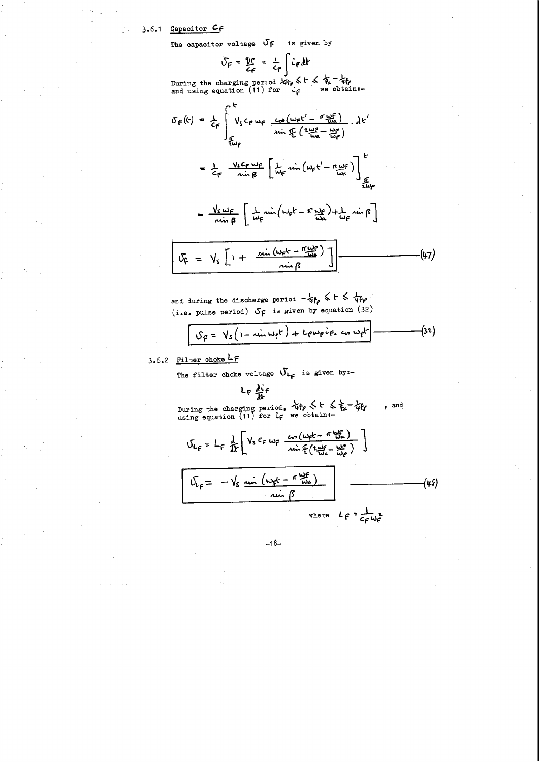### 3.6.1 Capacitor $C_F$

The capacitor voltage $v_F$ is given by

$$v_F = \frac{q_F}{C_F} = \frac{1}{C_F}\int i_F \, dt$$

During the charging period $\frac{1}{4f_p} \leqslant t \leqslant \frac{1}{f_a} - \frac{1}{4f_p}$ and using equation (11) for $i_F$ we obtain:-

$$v_F(t) = \frac{1}{C_F}\int_{\frac{\pi}{2\omega_p}}^{t} V_s C_F \omega_F \frac{\cos\left(\omega_F t' - \pi\frac{\omega_F}{\omega_a}\right)}{\sin\frac{\pi}{2}\left(\frac{2\omega_F}{\omega_a} - \frac{\omega_F}{\omega_p}\right)} \cdot dt'$$

$$= \frac{1}{C_F}\,\frac{V_s C_F \omega_F}{\sin\beta}\left[\frac{1}{\omega_F}\sin\left(\omega_F t' - \pi\frac{\omega_F}{\omega_a}\right)\right]_{\frac{\pi}{2\omega_p}}^{t}$$

$$= \frac{V_s \omega_F}{\sin\beta}\left[\frac{1}{\omega_F}\sin\left(\omega_F t - \pi\frac{\omega_F}{\omega_a}\right) + \frac{1}{\omega_F}\sin\beta\right]$$

$$v_F = V_s\left[1 + \frac{\sin\left(\omega_F t - \pi\frac{\omega_F}{\omega_a}\right)}{\sin\beta}\right] \qquad (47)$$

and during the discharge period $-\frac{1}{4f_p} \leqslant t \leqslant \frac{1}{4f_p}$ (i.e. pulse period) $v_F$ is given by equation (32)

$$v_F = V_s\left(1 - \sin\omega_p t\right) + L_p \omega_p i_{F_0} \cos\omega_p t \qquad (32)$$

### 3.6.2 Filter choke $L_F$

The filter choke voltage $v_{L_F}$ is given by:-

$$L_F \frac{di_F}{dt}$$

During the charging period, $\frac{1}{4f_p} \leqslant t \leqslant \frac{1}{f_a} - \frac{1}{4f_p}$, and using equation (11) for $i_F$ we obtain:-

$$v_{L_F} = L_F \frac{d}{dt}\left[V_s C_F \omega_F \frac{\cos\left(\omega_F t - \pi\frac{\omega_F}{\omega_a}\right)}{\sin\frac{\pi}{2}\left(\frac{2\omega_F}{\omega_a} - \frac{\omega_F}{\omega_p}\right)}\right]$$

$$v_{L_F} = -V_s \frac{\sin\left(\omega_F t - \pi\frac{\omega_F}{\omega_a}\right)}{\sin\beta} \qquad (48)$$

where $L_F = \frac{1}{C_F \omega_F^2}$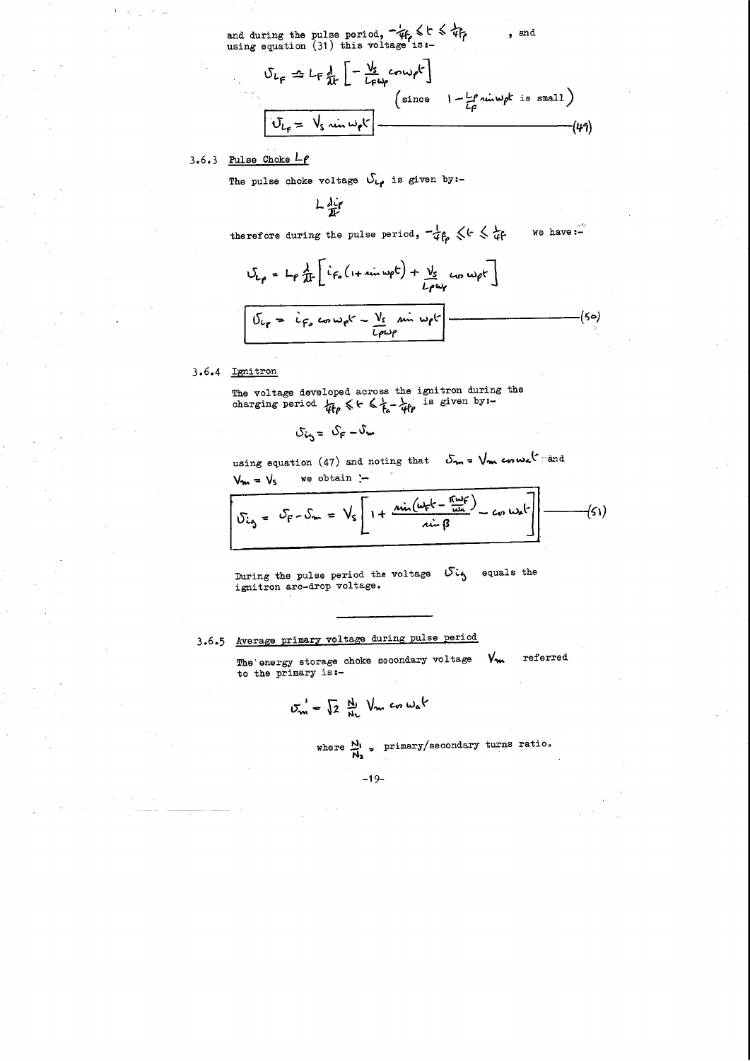and during the pulse period, $-\frac{1}{4f_p} \leqslant t \leqslant \frac{1}{4f_p}$ , and using equation (31) this voltage is:-

$$v_{L_F} \doteq L_F \frac{d}{dt}\left[-\frac{V_s}{L_F \omega_p} \cos\omega_p t\right]$$

$$\left(\text{since} \quad 1 - \frac{L_p}{L_F}\sin\omega_p t \text{ is small}\right)$$

$$\boxed{v_{L_F} = V_s \sin\omega_p t} \qquad (49)$$

### 3.6.3 Pulse Choke $L_p$

The pulse choke voltage $v_{L_p}$ is given by:-

$$L\frac{di_p}{dt}$$

therefore during the pulse period, $-\frac{1}{4f_p} \leqslant t \leqslant \frac{1}{4f_p}$ we have:-

$$v_{L_p} = L_p \frac{d}{dt}\left[i_{F_0}(1 + \sin\omega_p t) + \frac{V_s}{L_p \omega_p} \cos\omega_p t\right]$$

$$\boxed{v_{L_p} = i_{F_0} \cos\omega_p t - \frac{V_s}{L_p \omega_p} \sin\omega_p t} \qquad (50)$$

### 3.6.4 Ignitron

The voltage developed across the ignitron during the charging period $\frac{1}{4f_p} \leqslant t \leqslant \frac{1}{f_a} - \frac{1}{4f_p}$ is given by:-

$$v_{ig} = v_F - v_m$$

using equation (47) and noting that $v_m = V_m \cos\omega_a t$ and $V_m = V_s$ we obtain :-

$$\boxed{v_{ig} = v_F - v_m = V_s\left[1 + \frac{\sin\left(\omega_F t - \frac{\pi\omega_F}{\omega_a}\right)}{\sin\beta} - \cos\omega_a t\right]} \qquad (51)$$

During the pulse period the voltage $v_{ig}$ equals the ignitron arc-drop voltage.

---

### 3.6.5 Average primary voltage during pulse period

The energy storage choke secondary voltage $V_m$ referred to the primary is:-

$$v_m' = \sqrt{2}\,\frac{N_1}{N_2}\, V_m \cos\omega_a t$$

where $\frac{N_1}{N_2}$ = primary/secondary turns ratio.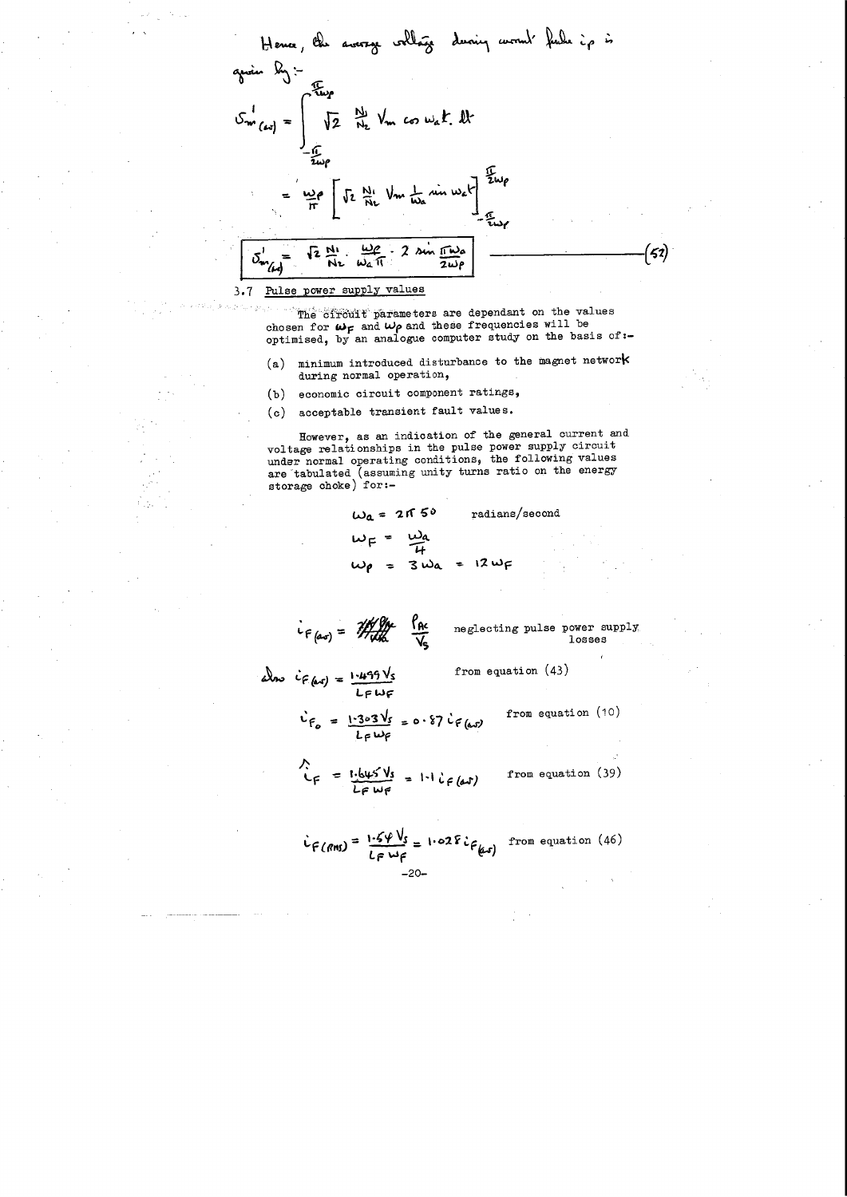Hence, the average voltage during current pulse $i_p$ is given by:-

$$v'_{m(av)} = \int_{-\frac{\pi}{2\omega_p}}^{\frac{\pi}{2\omega_p}} \sqrt{2}\,\frac{N_1}{N_2}\,V_m \cos\omega_a t \, dt$$

$$= \frac{\omega_p}{\pi}\left[\sqrt{2}\,\frac{N_1}{N_2}\,V_m \frac{1}{\omega_a}\sin\omega_a t\right]_{-\frac{\pi}{2\omega_p}}^{\frac{\pi}{2\omega_p}}$$

$$\boxed{v'_{m(av)} = \sqrt{2}\,\frac{N_1}{N_2}\cdot\frac{\omega_p}{\omega_a \pi}\cdot 2\sin\frac{\pi\omega_a}{2\omega_p}} \qquad (52)$$

3.7 Pulse power supply values

The circuit parameters are dependant on the values chosen for $\omega_F$ and $\omega_p$ and these frequencies will be optimised, by an analogue computer study on the basis of:-

(a) minimum introduced disturbance to the magnet network during normal operation,

(b) economic circuit component ratings,

(c) acceptable transient fault values.

However, as an indication of the general current and voltage relationships in the pulse power supply circuit under normal operating conditions, the following values are tabulated (assuming unity turns ratio on the energy storage choke) for:-

$$\omega_a = 2\pi\, 50 \qquad \text{radians/second}$$

$$\omega_F = \frac{\omega_a}{4}$$

$$\omega_p = 3\omega_a = 12\omega_F$$

$$i_{F(av)} = \frac{P_{AC}}{V_S} \qquad \text{neglecting pulse power supply losses}$$

also $i_{F(av)} = \dfrac{1{\cdot}499\, V_S}{L_F \omega_F}$ from equation (43)

$$i_{F_0} = \frac{1{\cdot}303\, V_S}{L_F \omega_F} = 0{\cdot}87\, i_{F(av)} \qquad \text{from equation (10)}$$

$$\hat{i}_F = \frac{1{\cdot}645\, V_S}{L_F \omega_F} = 1{\cdot}1\, i_{F(av)} \qquad \text{from equation (39)}$$

$$i_{F(RMS)} = \frac{1{\cdot}54\, V_S}{L_F \omega_F} = 1{\cdot}028\, i_{F(av)} \qquad \text{from equation (46)}$$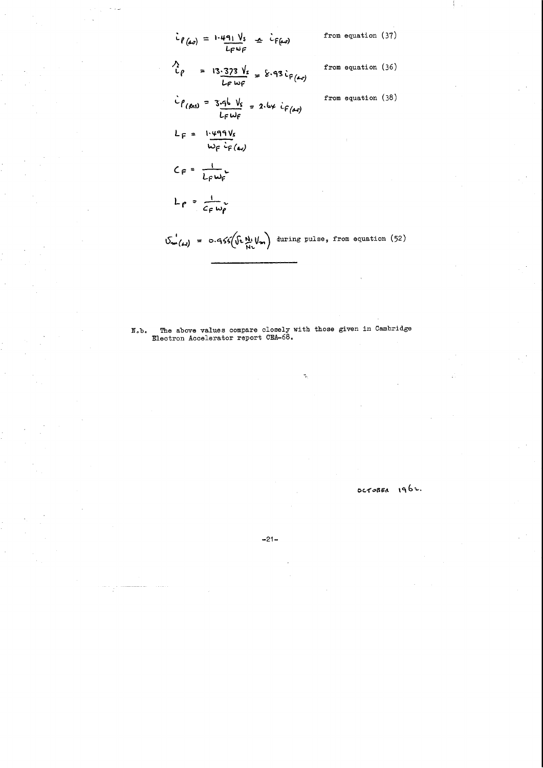$$i_{P(av)} = \frac{1.491\, V_s}{L_F \omega_F} \doteq i_{F(av)}$$ from equation (37)

$$\hat{i}_P = \frac{13.373\, V_s}{L_F \omega_F} = 8.93\, i_{F(av)}$$ from equation (36)

$$i_{P(RMS)} = \frac{3.96\, V_s}{L_F \omega_F} = 2.64\, i_{F(av)}$$ from equation (38)

$$L_F = \frac{1.499 V_s}{\omega_F\, i_{F(av)}}$$

$$C_F = \frac{1}{L_F \omega_F^2}$$

$$L_P = \frac{1}{C_F \omega_P^2}$$

$$v'_{m(av)} = 0.955\left(\sqrt{2}\, \frac{N_1}{N_2} V_m\right)$$ during pulse, from equation (52)

---

N.b. The above values compare closely with those given in Cambridge Electron Accelerator report CEA-68.

October 1962.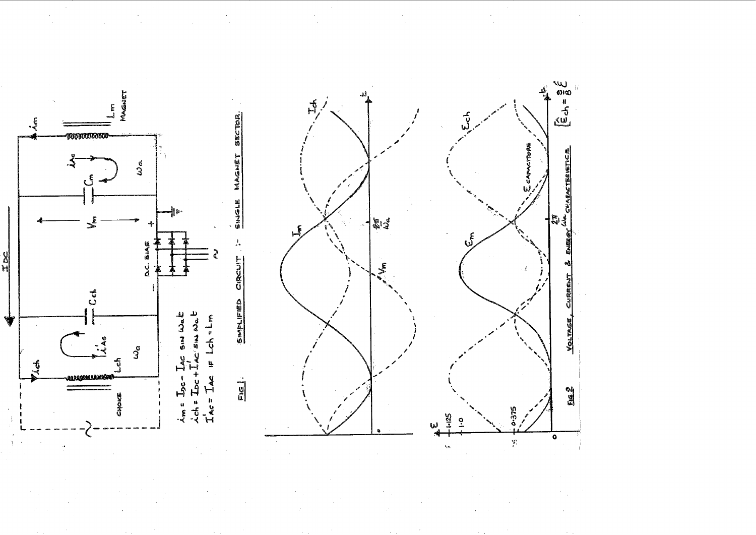$i_m = I_{DC} - I_{AC} \sin \omega_a t$

$i_{ch} = I_{DC} + I'_{AC} \sin \omega_a t$

$I'_{AC} = I_{AC}$ IF $L_{ch} = L_m$

FIG 1. SIMPLIFIED CIRCUIT :- SINGLE MAGNET SECTOR.

FIG 2 VOLTAGE, CURRENT & ENERGY CHARACTERISTICS

$\left[\hat{E}_{ch} = \frac{9}{8}\hat{E}\right]$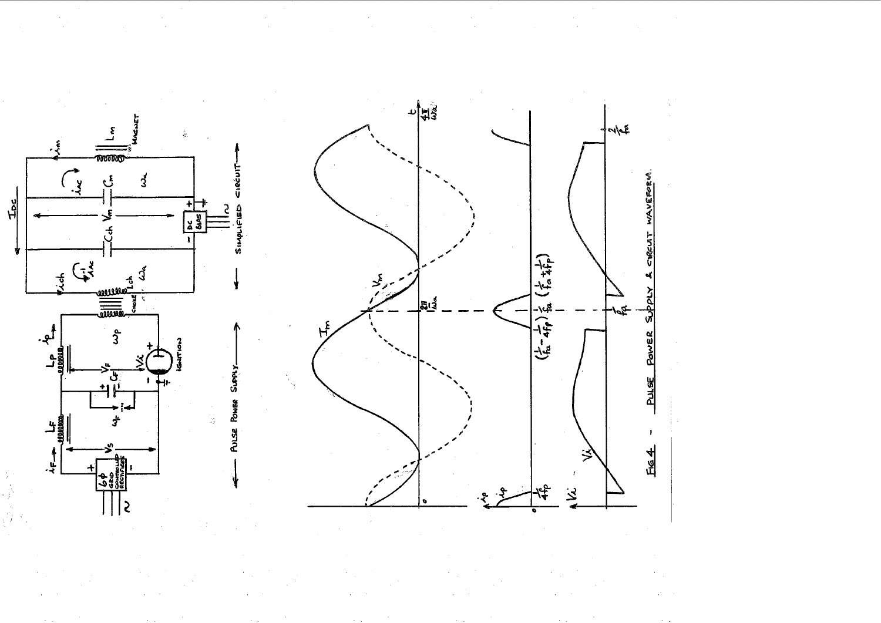$L_F$

$i_F$

$V_S$

6Φ GRID CONTROLLED RECTIFIER

$C_F$

$\omega_F$

$L_P$

$i_P$

$V_F$

$V_i$

IGNITRON

$\omega_P$

$L_{ch}$

CHOKE

$i_{ch}$

$i'_{AC}$

$\omega_a$

$C_{ch}$

$V_m$

$C_m$

$I_{DC}$

$i_{AC}$

$\omega_a$

DC BIAS

$L_m$

MAGNET

$i_m$

← PULSE POWER SUPPLY →

← SIMPLIFIED CIRCUIT →

$I_m$

$V_m$

$t$

0

$\frac{2\pi}{\omega_a}$

$\frac{4\pi}{\omega_a}$

$i_p$

0

$\frac{1}{4f_p}$

$\left(\frac{1}{f_a} - \frac{1}{4f_p}\right)$

$\frac{1}{f_a}$

$\left(\frac{1}{f_a} + \frac{1}{4f_p}\right)$

$V_i$

$\frac{1}{f_a}$

$\frac{2}{f_a}$

FIG 4 - PULSE POWER SUPPLY & CIRCUIT WAVEFORM.